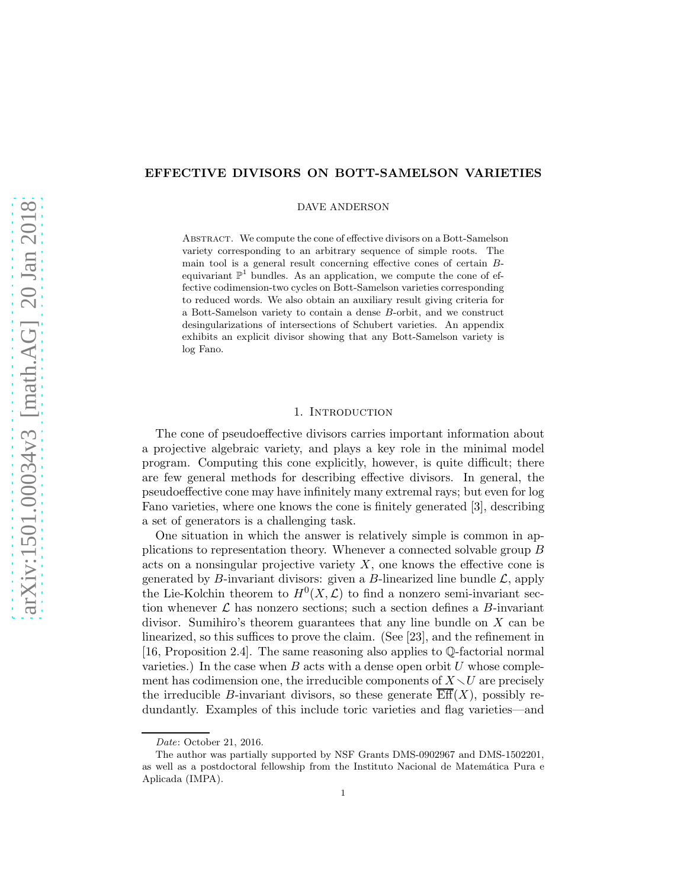# EFFECTIVE DIVISORS ON BOTT-SAMELSON VARIETIES

DAVE ANDERSON

Abstract. We compute the cone of effective divisors on a Bott-Samelson variety corresponding to an arbitrary sequence of simple roots. The main tool is a general result concerning effective cones of certain $B$-equivariant $\mathbb{P}^1$ bundles. As an application, we compute the cone of effective codimension-two cycles on Bott-Samelson varieties corresponding to reduced words. We also obtain an auxiliary result giving criteria for a Bott-Samelson variety to contain a dense $B$-orbit, and we construct desingularizations of intersections of Schubert varieties. An appendix exhibits an explicit divisor showing that any Bott-Samelson variety is log Fano.

## 1. Introduction

The cone of pseudoeffective divisors carries important information about a projective algebraic variety, and plays a key role in the minimal model program. Computing this cone explicitly, however, is quite difficult; there are few general methods for describing effective divisors. In general, the pseudoeffective cone may have infinitely many extremal rays; but even for log Fano varieties, where one knows the cone is finitely generated [3], describing a set of generators is a challenging task.

One situation in which the answer is relatively simple is common in applications to representation theory. Whenever a connected solvable group $B$ acts on a nonsingular projective variety $X$, one knows the effective cone is generated by $B$-invariant divisors: given a $B$-linearized line bundle $\mathcal{L}$, apply the Lie-Kolchin theorem to $H^0(X, \mathcal{L})$ to find a nonzero semi-invariant section whenever $\mathcal{L}$ has nonzero sections; such a section defines a $B$-invariant divisor. Sumihiro's theorem guarantees that any line bundle on $X$ can be linearized, so this suffices to prove the claim. (See [23], and the refinement in [16, Proposition 2.4]. The same reasoning also applies to $\mathbb{Q}$-factorial normal varieties.) In the case when $B$ acts with a dense open orbit $U$ whose complement has codimension one, the irreducible components of $X \smallsetminus U$ are precisely the irreducible $B$-invariant divisors, so these generate $\overline{\mathrm{Eff}}(X)$, possibly redundantly. Examples of this include toric varieties and flag varieties—and

---

*Date*: October 21, 2016.

The author was partially supported by NSF Grants DMS-0902967 and DMS-1502201, as well as a postdoctoral fellowship from the Instituto Nacional de Matemática Pura e Aplicada (IMPA).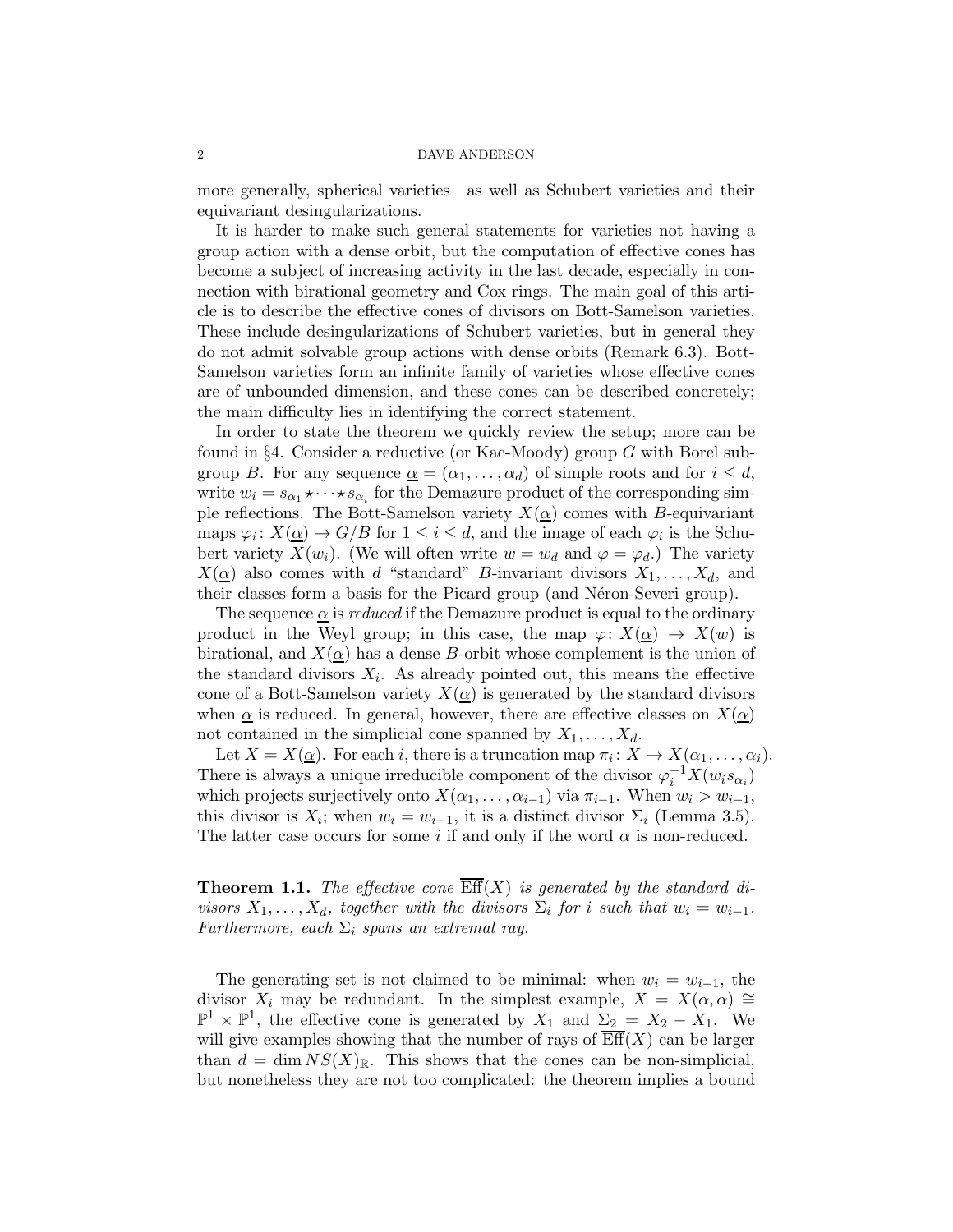more generally, spherical varieties—as well as Schubert varieties and their equivariant desingularizations.

It is harder to make such general statements for varieties not having a group action with a dense orbit, but the computation of effective cones has become a subject of increasing activity in the last decade, especially in connection with birational geometry and Cox rings. The main goal of this article is to describe the effective cones of divisors on Bott-Samelson varieties. These include desingularizations of Schubert varieties, but in general they do not admit solvable group actions with dense orbits (Remark 6.3). Bott-Samelson varieties form an infinite family of varieties whose effective cones are of unbounded dimension, and these cones can be described concretely; the main difficulty lies in identifying the correct statement.

In order to state the theorem we quickly review the setup; more can be found in §4. Consider a reductive (or Kac-Moody) group $G$ with Borel subgroup $B$. For any sequence $\underline{\alpha} = (\alpha_1, \ldots, \alpha_d)$ of simple roots and for $i \leq d$, write $w_i = s_{\alpha_1} \star \cdots \star s_{\alpha_i}$ for the Demazure product of the corresponding simple reflections. The Bott-Samelson variety $X(\underline{\alpha})$ comes with $B$-equivariant maps $\varphi_i \colon X(\underline{\alpha}) \to G/B$ for $1 \leq i \leq d$, and the image of each $\varphi_i$ is the Schubert variety $X(w_i)$. (We will often write $w = w_d$ and $\varphi = \varphi_d$.) The variety $X(\underline{\alpha})$ also comes with $d$ "standard" $B$-invariant divisors $X_1, \ldots, X_d$, and their classes form a basis for the Picard group (and Néron-Severi group).

The sequence $\underline{\alpha}$ is *reduced* if the Demazure product is equal to the ordinary product in the Weyl group; in this case, the map $\varphi \colon X(\underline{\alpha}) \to X(w)$ is birational, and $X(\underline{\alpha})$ has a dense $B$-orbit whose complement is the union of the standard divisors $X_i$. As already pointed out, this means the effective cone of a Bott-Samelson variety $X(\underline{\alpha})$ is generated by the standard divisors when $\underline{\alpha}$ is reduced. In general, however, there are effective classes on $X(\underline{\alpha})$ not contained in the simplicial cone spanned by $X_1, \ldots, X_d$.

Let $X = X(\underline{\alpha})$. For each $i$, there is a truncation map $\pi_i \colon X \to X(\alpha_1, \ldots, \alpha_i)$. There is always a unique irreducible component of the divisor $\varphi_i^{-1} X(w_i s_{\alpha_i})$ which projects surjectively onto $X(\alpha_1, \ldots, \alpha_{i-1})$ via $\pi_{i-1}$. When $w_i > w_{i-1}$, this divisor is $X_i$; when $w_i = w_{i-1}$, it is a distinct divisor $\Sigma_i$ (Lemma 3.5). The latter case occurs for some $i$ if and only if the word $\underline{\alpha}$ is non-reduced.

**Theorem 1.1.** *The effective cone* $\overline{\mathrm{Eff}}(X)$ *is generated by the standard divisors* $X_1, \ldots, X_d$*, together with the divisors* $\Sigma_i$ *for* $i$ *such that* $w_i = w_{i-1}$*. Furthermore, each* $\Sigma_i$ *spans an extremal ray.*

The generating set is not claimed to be minimal: when $w_i = w_{i-1}$, the divisor $X_i$ may be redundant. In the simplest example, $X = X(\alpha, \alpha) \cong \mathbb{P}^1 \times \mathbb{P}^1$, the effective cone is generated by $X_1$ and $\Sigma_2 = X_2 - X_1$. We will give examples showing that the number of rays of $\overline{\mathrm{Eff}}(X)$ can be larger than $d = \dim NS(X)_{\mathbb{R}}$. This shows that the cones can be non-simplicial, but nonetheless they are not too complicated: the theorem implies a bound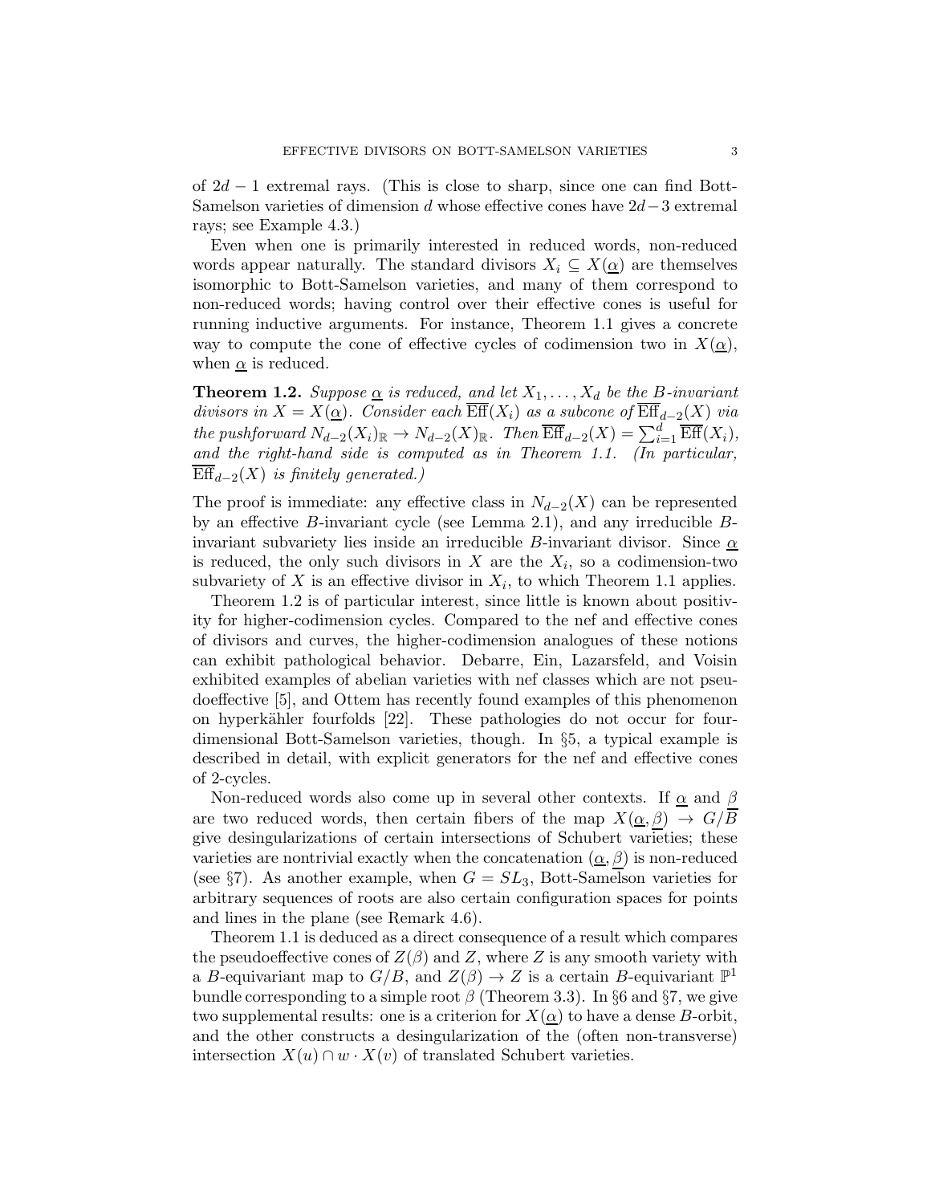of $2d-1$ extremal rays. (This is close to sharp, since one can find Bott-Samelson varieties of dimension $d$ whose effective cones have $2d-3$ extremal rays; see Example 4.3.)

Even when one is primarily interested in reduced words, non-reduced words appear naturally. The standard divisors $X_i \subseteq X(\underline{\alpha})$ are themselves isomorphic to Bott-Samelson varieties, and many of them correspond to non-reduced words; having control over their effective cones is useful for running inductive arguments. For instance, Theorem 1.1 gives a concrete way to compute the cone of effective cycles of codimension two in $X(\underline{\alpha})$, when $\underline{\alpha}$ is reduced.

**Theorem 1.2.** *Suppose $\underline{\alpha}$ is reduced, and let $X_1, \ldots, X_d$ be the $B$-invariant divisors in $X = X(\underline{\alpha})$. Consider each $\overline{\mathrm{Eff}}(X_i)$ as a subcone of $\overline{\mathrm{Eff}}_{d-2}(X)$ via the pushforward $N_{d-2}(X_i)_{\mathbb{R}} \to N_{d-2}(X)_{\mathbb{R}}$. Then $\overline{\mathrm{Eff}}_{d-2}(X) = \sum_{i=1}^{d} \overline{\mathrm{Eff}}(X_i)$, and the right-hand side is computed as in Theorem 1.1. (In particular, $\overline{\mathrm{Eff}}_{d-2}(X)$ is finitely generated.)*

The proof is immediate: any effective class in $N_{d-2}(X)$ can be represented by an effective $B$-invariant cycle (see Lemma 2.1), and any irreducible $B$-invariant subvariety lies inside an irreducible $B$-invariant divisor. Since $\underline{\alpha}$ is reduced, the only such divisors in $X$ are the $X_i$, so a codimension-two subvariety of $X$ is an effective divisor in $X_i$, to which Theorem 1.1 applies.

Theorem 1.2 is of particular interest, since little is known about positivity for higher-codimension cycles. Compared to the nef and effective cones of divisors and curves, the higher-codimension analogues of these notions can exhibit pathological behavior. Debarre, Ein, Lazarsfeld, and Voisin exhibited examples of abelian varieties with nef classes which are not pseudoeffective [5], and Ottem has recently found examples of this phenomenon on hyperkähler fourfolds [22]. These pathologies do not occur for four-dimensional Bott-Samelson varieties, though. In §5, a typical example is described in detail, with explicit generators for the nef and effective cones of 2-cycles.

Non-reduced words also come up in several other contexts. If $\underline{\alpha}$ and $\underline{\beta}$ are two reduced words, then certain fibers of the map $X(\underline{\alpha}, \underline{\beta}) \to G/B$ give desingularizations of certain intersections of Schubert varieties; these varieties are nontrivial exactly when the concatenation $(\underline{\alpha}, \underline{\beta})$ is non-reduced (see §7). As another example, when $G = SL_3$, Bott-Samelson varieties for arbitrary sequences of roots are also certain configuration spaces for points and lines in the plane (see Remark 4.6).

Theorem 1.1 is deduced as a direct consequence of a result which compares the pseudoeffective cones of $Z(\beta)$ and $Z$, where $Z$ is any smooth variety with a $B$-equivariant map to $G/B$, and $Z(\beta) \to Z$ is a certain $B$-equivariant $\mathbb{P}^1$ bundle corresponding to a simple root $\beta$ (Theorem 3.3). In §6 and §7, we give two supplemental results: one is a criterion for $X(\underline{\alpha})$ to have a dense $B$-orbit, and the other constructs a desingularization of the (often non-transverse) intersection $X(u) \cap w \cdot X(v)$ of translated Schubert varieties.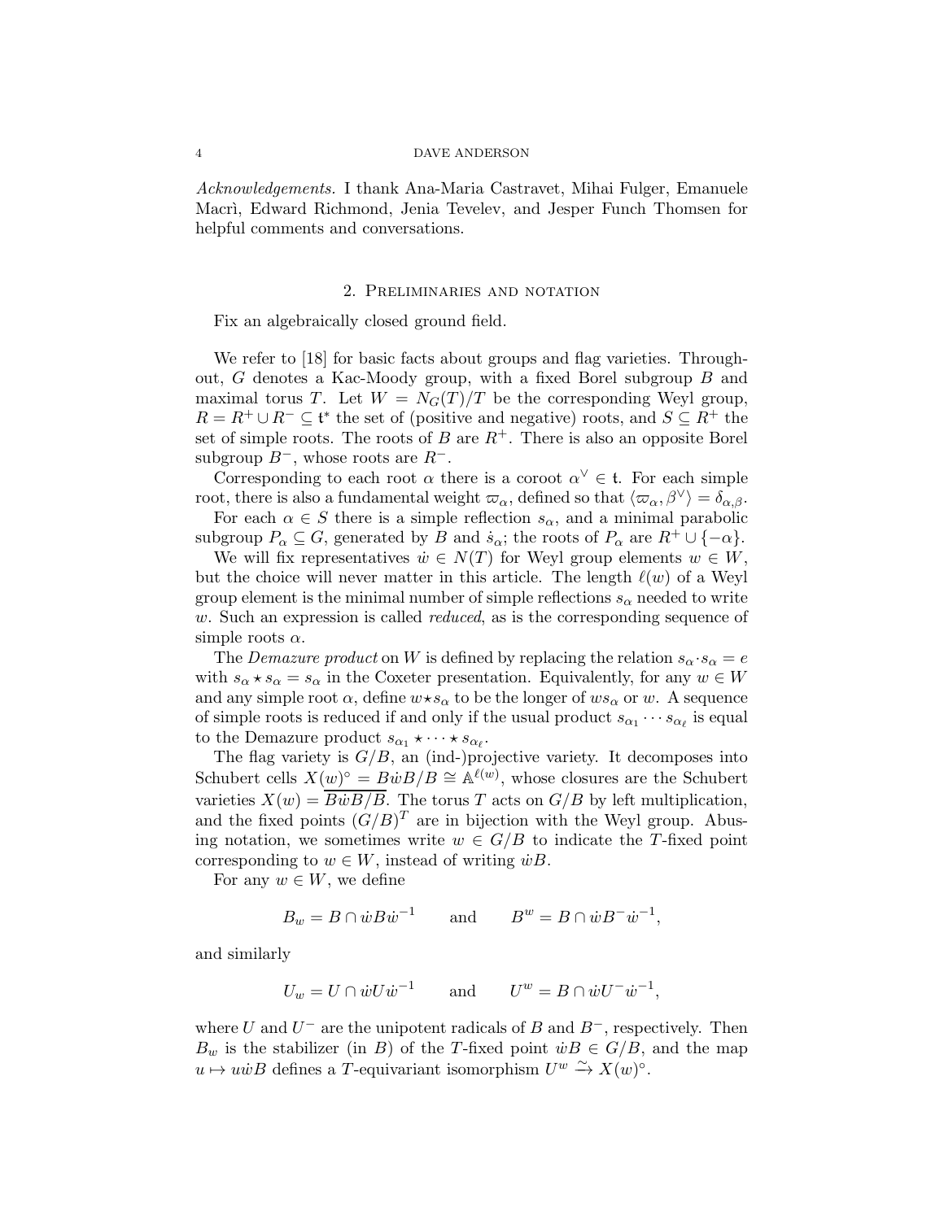*Acknowledgements.* I thank Ana-Maria Castravet, Mihai Fulger, Emanuele Macrì, Edward Richmond, Jenia Tevelev, and Jesper Funch Thomsen for helpful comments and conversations.

## 2. Preliminaries and notation

Fix an algebraically closed ground field.

We refer to [18] for basic facts about groups and flag varieties. Throughout, $G$ denotes a Kac-Moody group, with a fixed Borel subgroup $B$ and maximal torus $T$. Let $W = N_G(T)/T$ be the corresponding Weyl group, $R = R^+ \cup R^- \subseteq \mathfrak{t}^*$ the set of (positive and negative) roots, and $S \subseteq R^+$ the set of simple roots. The roots of $B$ are $R^+$. There is also an opposite Borel subgroup $B^-$, whose roots are $R^-$.

Corresponding to each root $\alpha$ there is a coroot $\alpha^\vee \in \mathfrak{t}$. For each simple root, there is also a fundamental weight $\varpi_\alpha$, defined so that $\langle \varpi_\alpha, \beta^\vee \rangle = \delta_{\alpha,\beta}$.

For each $\alpha \in S$ there is a simple reflection $s_\alpha$, and a minimal parabolic subgroup $P_\alpha \subseteq G$, generated by $B$ and $\dot{s}_\alpha$; the roots of $P_\alpha$ are $R^+ \cup \{-\alpha\}$.

We will fix representatives $\dot{w} \in N(T)$ for Weyl group elements $w \in W$, but the choice will never matter in this article. The length $\ell(w)$ of a Weyl group element is the minimal number of simple reflections $s_\alpha$ needed to write $w$. Such an expression is called *reduced*, as is the corresponding sequence of simple roots $\alpha$.

The *Demazure product* on $W$ is defined by replacing the relation $s_\alpha \cdot s_\alpha = e$ with $s_\alpha \star s_\alpha = s_\alpha$ in the Coxeter presentation. Equivalently, for any $w \in W$ and any simple root $\alpha$, define $w \star s_\alpha$ to be the longer of $ws_\alpha$ or $w$. A sequence of simple roots is reduced if and only if the usual product $s_{\alpha_1} \cdots s_{\alpha_\ell}$ is equal to the Demazure product $s_{\alpha_1} \star \cdots \star s_{\alpha_\ell}$.

The flag variety is $G/B$, an (ind-)projective variety. It decomposes into Schubert cells $X(w)^\circ = B\dot{w}B/B \cong \mathbb{A}^{\ell(w)}$, whose closures are the Schubert varieties $X(w) = \overline{B\dot{w}B/B}$. The torus $T$ acts on $G/B$ by left multiplication, and the fixed points $(G/B)^T$ are in bijection with the Weyl group. Abusing notation, we sometimes write $w \in G/B$ to indicate the $T$-fixed point corresponding to $w \in W$, instead of writing $\dot{w}B$.

For any $w \in W$, we define

$$B_w = B \cap \dot{w}B\dot{w}^{-1} \qquad \text{and} \qquad B^w = B \cap \dot{w}B^-\dot{w}^{-1},$$

and similarly

$$U_w = U \cap \dot{w}U\dot{w}^{-1} \qquad \text{and} \qquad U^w = B \cap \dot{w}U^-\dot{w}^{-1},$$

where $U$ and $U^-$ are the unipotent radicals of $B$ and $B^-$, respectively. Then $B_w$ is the stabilizer (in $B$) of the $T$-fixed point $\dot{w}B \in G/B$, and the map $u \mapsto u\dot{w}B$ defines a $T$-equivariant isomorphism $U^w \xrightarrow{\sim} X(w)^\circ$.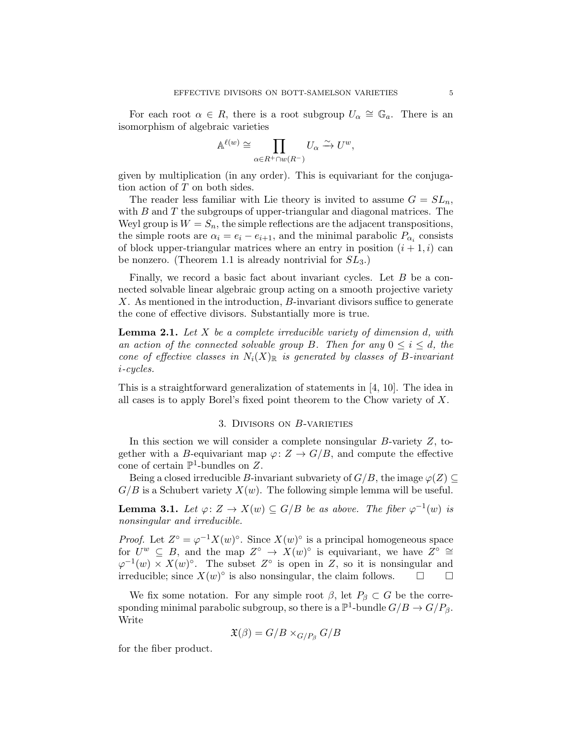For each root $\alpha \in R$, there is a root subgroup $U_\alpha \cong \mathbb{G}_a$. There is an isomorphism of algebraic varieties

$$\mathbb{A}^{\ell(w)} \cong \prod_{\alpha \in R^+ \cap w(R^-)} U_\alpha \xrightarrow{\sim} U^w,$$

given by multiplication (in any order). This is equivariant for the conjugation action of $T$ on both sides.

The reader less familiar with Lie theory is invited to assume $G = SL_n$, with $B$ and $T$ the subgroups of upper-triangular and diagonal matrices. The Weyl group is $W = S_n$, the simple reflections are the adjacent transpositions, the simple roots are $\alpha_i = e_i - e_{i+1}$, and the minimal parabolic $P_{\alpha_i}$ consists of block upper-triangular matrices where an entry in position $(i+1, i)$ can be nonzero. (Theorem 1.1 is already nontrivial for $SL_3$.)

Finally, we record a basic fact about invariant cycles. Let $B$ be a connected solvable linear algebraic group acting on a smooth projective variety $X$. As mentioned in the introduction, $B$-invariant divisors suffice to generate the cone of effective divisors. Substantially more is true.

**Lemma 2.1.** *Let $X$ be a complete irreducible variety of dimension $d$, with an action of the connected solvable group $B$. Then for any $0 \leq i \leq d$, the cone of effective classes in $N_i(X)_\mathbb{R}$ is generated by classes of $B$-invariant $i$-cycles.*

This is a straightforward generalization of statements in [4, 10]. The idea in all cases is to apply Borel's fixed point theorem to the Chow variety of $X$.

## 3. Divisors on $B$-varieties

In this section we will consider a complete nonsingular $B$-variety $Z$, together with a $B$-equivariant map $\varphi \colon Z \to G/B$, and compute the effective cone of certain $\mathbb{P}^1$-bundles on $Z$.

Being a closed irreducible $B$-invariant subvariety of $G/B$, the image $\varphi(Z) \subseteq G/B$ is a Schubert variety $X(w)$. The following simple lemma will be useful.

**Lemma 3.1.** *Let $\varphi \colon Z \to X(w) \subseteq G/B$ be as above. The fiber $\varphi^{-1}(w)$ is nonsingular and irreducible.*

*Proof.* Let $Z^\circ = \varphi^{-1}X(w)^\circ$. Since $X(w)^\circ$ is a principal homogeneous space for $U^w \subseteq B$, and the map $Z^\circ \to X(w)^\circ$ is equivariant, we have $Z^\circ \cong \varphi^{-1}(w) \times X(w)^\circ$. The subset $Z^\circ$ is open in $Z$, so it is nonsingular and irreducible; since $X(w)^\circ$ is also nonsingular, the claim follows. $\square$ $\square$

We fix some notation. For any simple root $\beta$, let $P_\beta \subset G$ be the corresponding minimal parabolic subgroup, so there is a $\mathbb{P}^1$-bundle $G/B \to G/P_\beta$. Write

$$\mathfrak{X}(\beta) = G/B \times_{G/P_\beta} G/B$$

for the fiber product.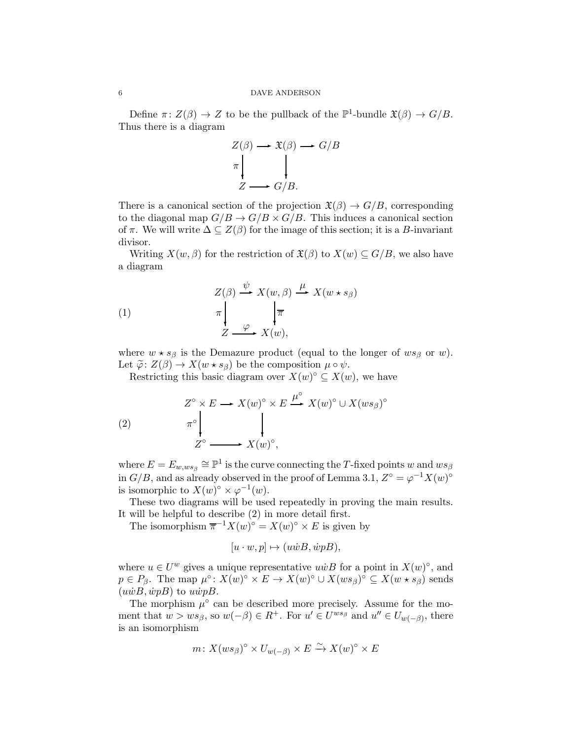Define $\pi\colon Z(\beta) \to Z$ to be the pullback of the $\mathbb{P}^1$-bundle $\mathfrak{X}(\beta) \to G/B$. Thus there is a diagram

$$\begin{array}{ccccc} Z(\beta) & \longrightarrow & \mathfrak{X}(\beta) & \longrightarrow & G/B \\ \pi \big\downarrow & & \big\downarrow & & \\ Z & \longrightarrow & G/B. & & \end{array}$$

There is a canonical section of the projection $\mathfrak{X}(\beta) \to G/B$, corresponding to the diagonal map $G/B \to G/B \times G/B$. This induces a canonical section of $\pi$. We will write $\Delta \subseteq Z(\beta)$ for the image of this section; it is a $B$-invariant divisor.

Writing $X(w,\beta)$ for the restriction of $\mathfrak{X}(\beta)$ to $X(w) \subseteq G/B$, we also have a diagram

$$\begin{array}{ccccc} Z(\beta) & \xrightarrow{\psi} & X(w,\beta) & \xrightarrow{\mu} & X(w \star s_\beta) \\ \pi \big\downarrow & & \big\downarrow \overline{\pi} & & \\ Z & \xrightarrow{\varphi} & X(w), & & \end{array} \tag{1}$$

where $w \star s_\beta$ is the Demazure product (equal to the longer of $ws_\beta$ or $w$). Let $\widetilde{\varphi}\colon Z(\beta) \to X(w \star s_\beta)$ be the composition $\mu \circ \psi$.

Restricting this basic diagram over $X(w)^\circ \subseteq X(w)$, we have

$$\begin{array}{ccccc} Z^\circ \times E & \longrightarrow & X(w)^\circ \times E & \xrightarrow{\mu^\circ} & X(w)^\circ \cup X(ws_\beta)^\circ \\ \pi^\circ \big\downarrow & & \big\downarrow & & \\ Z^\circ & \longrightarrow & X(w)^\circ, & & \end{array} \tag{2}$$

where $E = E_{w,ws_\beta} \cong \mathbb{P}^1$ is the curve connecting the $T$-fixed points $w$ and $ws_\beta$ in $G/B$, and as already observed in the proof of Lemma 3.1, $Z^\circ = \varphi^{-1}X(w)^\circ$ is isomorphic to $X(w)^\circ \times \varphi^{-1}(w)$.

These two diagrams will be used repeatedly in proving the main results. It will be helpful to describe (2) in more detail first.

The isomorphism $\overline{\pi}^{-1}X(w)^\circ = X(w)^\circ \times E$ is given by

$$[u \cdot w, p] \mapsto (u\dot{w}B, \dot{w}pB),$$

where $u \in U^w$ gives a unique representative $u\dot{w}B$ for a point in $X(w)^\circ$, and $p \in P_\beta$. The map $\mu^\circ\colon X(w)^\circ \times E \to X(w)^\circ \cup X(ws_\beta)^\circ \subseteq X(w \star s_\beta)$ sends $(u\dot{w}B, \dot{w}pB)$ to $u\dot{w}pB$.

The morphism $\mu^\circ$ can be described more precisely. Assume for the moment that $w > ws_\beta$, so $w(-\beta) \in R^+$. For $u' \in U^{ws_\beta}$ and $u'' \in U_{w(-\beta)}$, there is an isomorphism

$$m\colon X(ws_\beta)^\circ \times U_{w(-\beta)} \times E \xrightarrow{\sim} X(w)^\circ \times E$$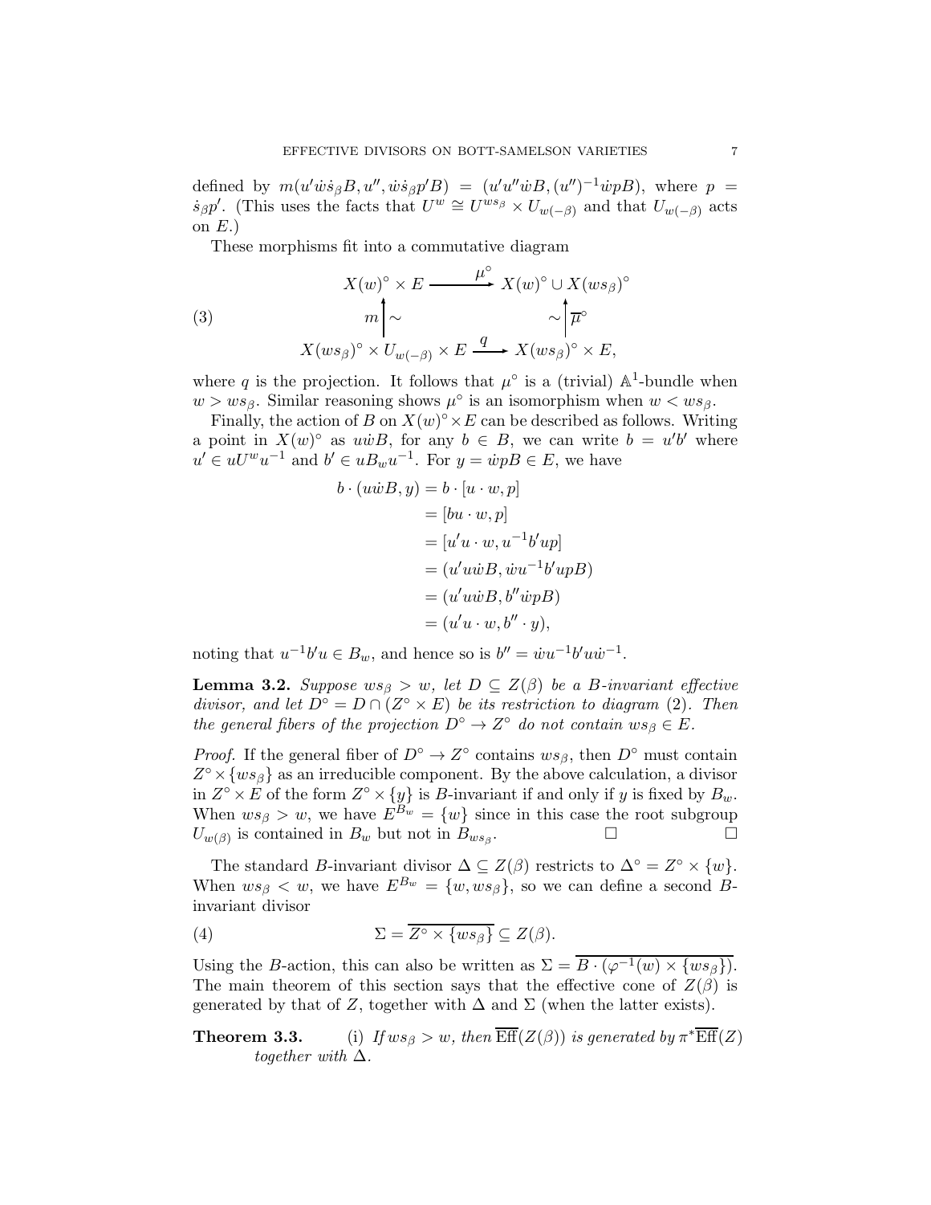defined by $m(u'\dot{w}\dot{s}_\beta B, u'', \dot{w}\dot{s}_\beta p' B) = (u'u''\dot{w}B, (u'')^{-1}\dot{w}pB)$, where $p = \dot{s}_\beta p'$. (This uses the facts that $U^w \cong U^{ws_\beta} \times U_{w(-\beta)}$ and that $U_{w(-\beta)}$ acts on $E$.)

These morphisms fit into a commutative diagram

$$
\begin{array}{ccc}
X(w)^\circ \times E & \xrightarrow{\quad \mu^\circ \quad} & X(w)^\circ \cup X(ws_\beta)^\circ \\
m \big\uparrow \sim & & \sim \big\uparrow \overline{\mu}^\circ \\
X(ws_\beta)^\circ \times U_{w(-\beta)} \times E & \xrightarrow{\quad q \quad} & X(ws_\beta)^\circ \times E,
\end{array}
\tag{3}
$$

where $q$ is the projection. It follows that $\mu^\circ$ is a (trivial) $\mathbb{A}^1$-bundle when $w > ws_\beta$. Similar reasoning shows $\mu^\circ$ is an isomorphism when $w < ws_\beta$.

Finally, the action of $B$ on $X(w)^\circ \times E$ can be described as follows. Writing a point in $X(w)^\circ$ as $u\dot{w}B$, for any $b \in B$, we can write $b = u'b'$ where $u' \in uU^w u^{-1}$ and $b' \in uB_w u^{-1}$. For $y = \dot{w}pB \in E$, we have

$$
\begin{aligned}
b \cdot (u\dot{w}B, y) &= b \cdot [u \cdot w, p] \\
&= [bu \cdot w, p] \\
&= [u'u \cdot w, u^{-1}b'up] \\
&= (u'u\dot{w}B, \dot{w}u^{-1}b'upB) \\
&= (u'u\dot{w}B, b''\dot{w}pB) \\
&= (u'u \cdot w, b'' \cdot y),
\end{aligned}
$$

noting that $u^{-1}b'u \in B_w$, and hence so is $b'' = \dot{w}u^{-1}b'u\dot{w}^{-1}$.

**Lemma 3.2.** *Suppose $ws_\beta > w$, let $D \subseteq Z(\beta)$ be a $B$-invariant effective divisor, and let $D^\circ = D \cap (Z^\circ \times E)$ be its restriction to diagram (2). Then the general fibers of the projection $D^\circ \to Z^\circ$ do not contain $ws_\beta \in E$.*

*Proof.* If the general fiber of $D^\circ \to Z^\circ$ contains $ws_\beta$, then $D^\circ$ must contain $Z^\circ \times \{ws_\beta\}$ as an irreducible component. By the above calculation, a divisor in $Z^\circ \times E$ of the form $Z^\circ \times \{y\}$ is $B$-invariant if and only if $y$ is fixed by $B_w$. When $ws_\beta > w$, we have $E^{B_w} = \{w\}$ since in this case the root subgroup $U_{w(\beta)}$ is contained in $B_w$ but not in $B_{ws_\beta}$. □ □

The standard $B$-invariant divisor $\Delta \subseteq Z(\beta)$ restricts to $\Delta^\circ = Z^\circ \times \{w\}$. When $ws_\beta < w$, we have $E^{B_w} = \{w, ws_\beta\}$, so we can define a second $B$-invariant divisor

$$
\Sigma = \overline{Z^\circ \times \{ws_\beta\}} \subseteq Z(\beta). \tag{4}
$$

Using the $B$-action, this can also be written as $\Sigma = \overline{B \cdot (\varphi^{-1}(w) \times \{ws_\beta\})}$. The main theorem of this section says that the effective cone of $Z(\beta)$ is generated by that of $Z$, together with $\Delta$ and $\Sigma$ (when the latter exists).

**Theorem 3.3.** (i) *If $ws_\beta > w$, then $\overline{\mathrm{Eff}}(Z(\beta))$ is generated by $\pi^*\overline{\mathrm{Eff}}(Z)$ together with $\Delta$.*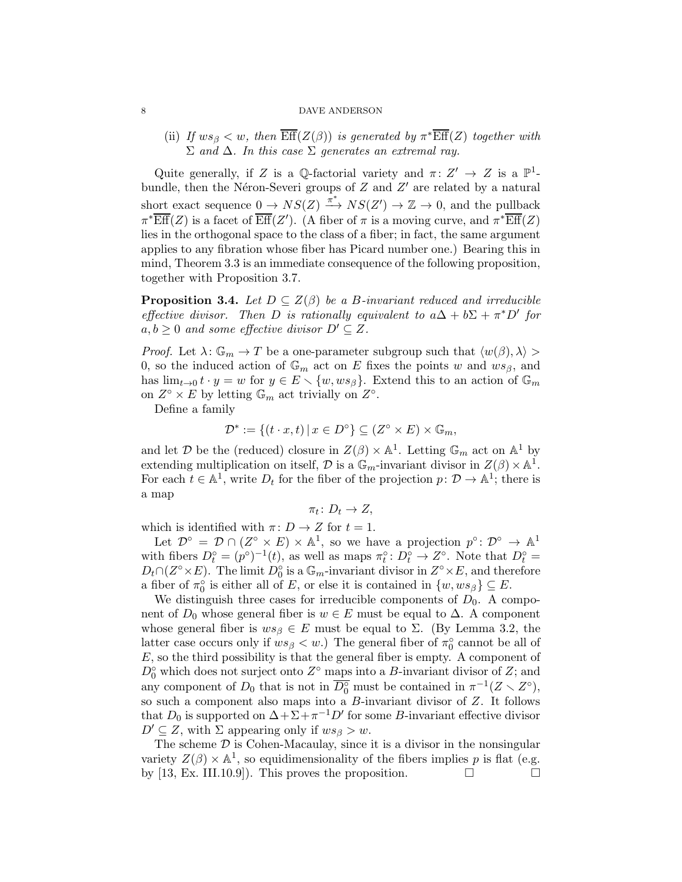(ii) *If $ws_\beta < w$, then $\overline{\mathrm{Eff}}(Z(\beta))$ is generated by $\pi^*\overline{\mathrm{Eff}}(Z)$ together with $\Sigma$ and $\Delta$. In this case $\Sigma$ generates an extremal ray.*

Quite generally, if $Z$ is a $\mathbb{Q}$-factorial variety and $\pi\colon Z' \to Z$ is a $\mathbb{P}^1$-bundle, then the Néron-Severi groups of $Z$ and $Z'$ are related by a natural short exact sequence $0 \to NS(Z) \xrightarrow{\pi^*} NS(Z') \to \mathbb{Z} \to 0$, and the pullback $\pi^*\overline{\mathrm{Eff}}(Z)$ is a facet of $\overline{\mathrm{Eff}}(Z')$. (A fiber of $\pi$ is a moving curve, and $\pi^*\overline{\mathrm{Eff}}(Z)$ lies in the orthogonal space to the class of a fiber; in fact, the same argument applies to any fibration whose fiber has Picard number one.) Bearing this in mind, Theorem 3.3 is an immediate consequence of the following proposition, together with Proposition 3.7.

**Proposition 3.4.** *Let $D \subseteq Z(\beta)$ be a $B$-invariant reduced and irreducible effective divisor. Then $D$ is rationally equivalent to $a\Delta + b\Sigma + \pi^*D'$ for $a, b \geq 0$ and some effective divisor $D' \subseteq Z$.*

*Proof.* Let $\lambda\colon \mathbb{G}_m \to T$ be a one-parameter subgroup such that $\langle w(\beta), \lambda\rangle > 0$, so the induced action of $\mathbb{G}_m$ act on $E$ fixes the points $w$ and $ws_\beta$, and has $\lim_{t\to 0} t\cdot y = w$ for $y \in E \smallsetminus \{w, ws_\beta\}$. Extend this to an action of $\mathbb{G}_m$ on $Z^\circ \times E$ by letting $\mathbb{G}_m$ act trivially on $Z^\circ$.

Define a family

$$\mathcal{D}^* := \{(t\cdot x, t) \,|\, x \in D^\circ\} \subseteq (Z^\circ \times E) \times \mathbb{G}_m,$$

and let $\mathcal{D}$ be the (reduced) closure in $Z(\beta) \times \mathbb{A}^1$. Letting $\mathbb{G}_m$ act on $\mathbb{A}^1$ by extending multiplication on itself, $\mathcal{D}$ is a $\mathbb{G}_m$-invariant divisor in $Z(\beta) \times \mathbb{A}^1$. For each $t \in \mathbb{A}^1$, write $D_t$ for the fiber of the projection $p\colon \mathcal{D} \to \mathbb{A}^1$; there is a map

$$\pi_t\colon D_t \to Z,$$

which is identified with $\pi\colon D \to Z$ for $t = 1$.

Let $\mathcal{D}^\circ = \mathcal{D} \cap (Z^\circ \times E) \times \mathbb{A}^1$, so we have a projection $p^\circ\colon \mathcal{D}^\circ \to \mathbb{A}^1$ with fibers $D_t^\circ = (p^\circ)^{-1}(t)$, as well as maps $\pi_t^\circ\colon D_t^\circ \to Z^\circ$. Note that $D_t^\circ = D_t \cap (Z^\circ \times E)$. The limit $D_0^\circ$ is a $\mathbb{G}_m$-invariant divisor in $Z^\circ \times E$, and therefore a fiber of $\pi_0^\circ$ is either all of $E$, or else it is contained in $\{w, ws_\beta\} \subseteq E$.

We distinguish three cases for irreducible components of $D_0$. A component of $D_0$ whose general fiber is $w \in E$ must be equal to $\Delta$. A component whose general fiber is $ws_\beta \in E$ must be equal to $\Sigma$. (By Lemma 3.2, the latter case occurs only if $ws_\beta < w$.) The general fiber of $\pi_0^\circ$ cannot be all of $E$, so the third possibility is that the general fiber is empty. A component of $D_0^\circ$ which does not surject onto $Z^\circ$ maps into a $B$-invariant divisor of $Z$; and any component of $D_0$ that is not in $\overline{D_0^\circ}$ must be contained in $\pi^{-1}(Z \smallsetminus Z^\circ)$, so such a component also maps into a $B$-invariant divisor of $Z$. It follows that $D_0$ is supported on $\Delta + \Sigma + \pi^{-1}D'$ for some $B$-invariant effective divisor $D' \subseteq Z$, with $\Sigma$ appearing only if $ws_\beta > w$.

The scheme $\mathcal{D}$ is Cohen-Macaulay, since it is a divisor in the nonsingular variety $Z(\beta) \times \mathbb{A}^1$, so equidimensionality of the fibers implies $p$ is flat (e.g. by [13, Ex. III.10.9]). This proves the proposition. □ □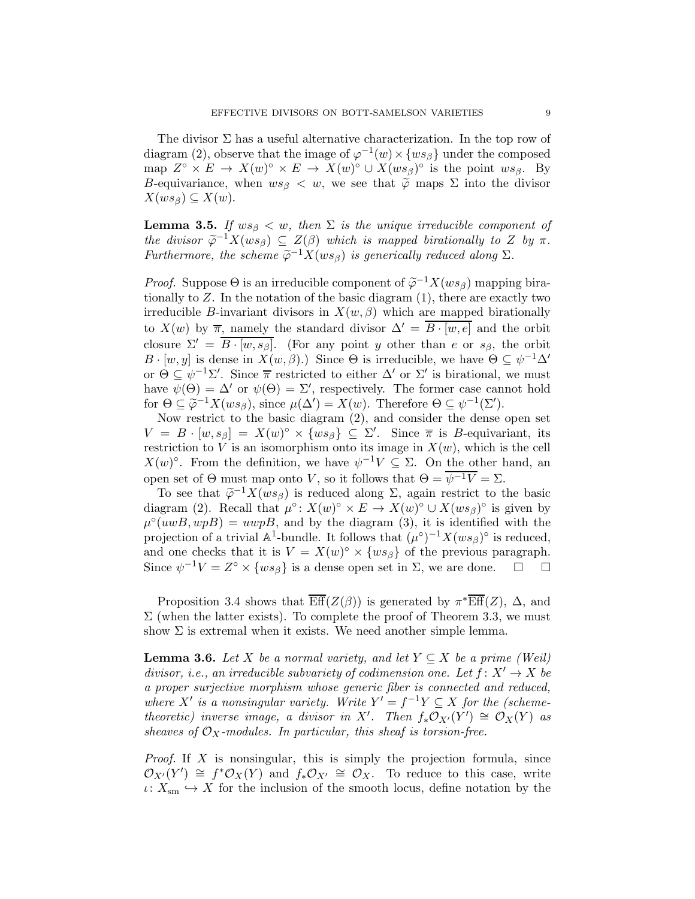The divisor $\Sigma$ has a useful alternative characterization. In the top row of diagram (2), observe that the image of $\varphi^{-1}(w) \times \{ws_\beta\}$ under the composed map $Z^\circ \times E \to X(w)^\circ \times E \to X(w)^\circ \cup X(ws_\beta)^\circ$ is the point $ws_\beta$. By $B$-equivariance, when $ws_\beta < w$, we see that $\widetilde{\varphi}$ maps $\Sigma$ into the divisor $X(ws_\beta) \subseteq X(w)$.

**Lemma 3.5.** *If $ws_\beta < w$, then $\Sigma$ is the unique irreducible component of the divisor $\widetilde{\varphi}^{-1}X(ws_\beta) \subseteq Z(\beta)$ which is mapped birationally to $Z$ by $\pi$. Furthermore, the scheme $\widetilde{\varphi}^{-1}X(ws_\beta)$ is generically reduced along $\Sigma$.*

*Proof.* Suppose $\Theta$ is an irreducible component of $\widetilde{\varphi}^{-1}X(ws_\beta)$ mapping birationally to $Z$. In the notation of the basic diagram (1), there are exactly two irreducible $B$-invariant divisors in $X(w,\beta)$ which are mapped birationally to $X(w)$ by $\overline{\pi}$, namely the standard divisor $\Delta' = \overline{B \cdot [w,e]}$ and the orbit closure $\Sigma' = \overline{B \cdot [w, s_\beta]}$. (For any point $y$ other than $e$ or $s_\beta$, the orbit $B \cdot [w,y]$ is dense in $X(w,\beta)$.) Since $\Theta$ is irreducible, we have $\Theta \subseteq \psi^{-1}\Delta'$ or $\Theta \subseteq \psi^{-1}\Sigma'$. Since $\overline{\pi}$ restricted to either $\Delta'$ or $\Sigma'$ is birational, we must have $\psi(\Theta) = \Delta'$ or $\psi(\Theta) = \Sigma'$, respectively. The former case cannot hold for $\Theta \subseteq \widetilde{\varphi}^{-1}X(ws_\beta)$, since $\mu(\Delta') = X(w)$. Therefore $\Theta \subseteq \psi^{-1}(\Sigma')$.

Now restrict to the basic diagram (2), and consider the dense open set $V = B \cdot [w, s_\beta] = X(w)^\circ \times \{ws_\beta\} \subseteq \Sigma'$. Since $\overline{\pi}$ is $B$-equivariant, its restriction to $V$ is an isomorphism onto its image in $X(w)$, which is the cell $X(w)^\circ$. From the definition, we have $\psi^{-1}V \subseteq \Sigma$. On the other hand, an open set of $\Theta$ must map onto $V$, so it follows that $\Theta = \overline{\psi^{-1}V} = \Sigma$.

To see that $\widetilde{\varphi}^{-1}X(ws_\beta)$ is reduced along $\Sigma$, again restrict to the basic diagram (2). Recall that $\mu^\circ \colon X(w)^\circ \times E \to X(w)^\circ \cup X(ws_\beta)^\circ$ is given by $\mu^\circ(uwB, wpB) = uwpB$, and by the diagram (3), it is identified with the projection of a trivial $\mathbb{A}^1$-bundle. It follows that $(\mu^\circ)^{-1}X(ws_\beta)^\circ$ is reduced, and one checks that it is $V = X(w)^\circ \times \{ws_\beta\}$ of the previous paragraph. Since $\psi^{-1}V = Z^\circ \times \{ws_\beta\}$ is a dense open set in $\Sigma$, we are done. $\square$ $\square$

Proposition 3.4 shows that $\overline{\mathrm{Eff}}(Z(\beta))$ is generated by $\pi^*\overline{\mathrm{Eff}}(Z)$, $\Delta$, and $\Sigma$ (when the latter exists). To complete the proof of Theorem 3.3, we must show $\Sigma$ is extremal when it exists. We need another simple lemma.

**Lemma 3.6.** *Let $X$ be a normal variety, and let $Y \subseteq X$ be a prime (Weil) divisor, i.e., an irreducible subvariety of codimension one. Let $f \colon X' \to X$ be a proper surjective morphism whose generic fiber is connected and reduced, where $X'$ is a nonsingular variety. Write $Y' = f^{-1}Y \subseteq X$ for the (scheme-theoretic) inverse image, a divisor in $X'$. Then $f_*\mathcal{O}_{X'}(Y') \cong \mathcal{O}_X(Y)$ as sheaves of $\mathcal{O}_X$-modules. In particular, this sheaf is torsion-free.*

*Proof.* If $X$ is nonsingular, this is simply the projection formula, since $\mathcal{O}_{X'}(Y') \cong f^*\mathcal{O}_X(Y)$ and $f_*\mathcal{O}_{X'} \cong \mathcal{O}_X$. To reduce to this case, write $\iota \colon X_{\mathrm{sm}} \hookrightarrow X$ for the inclusion of the smooth locus, define notation by the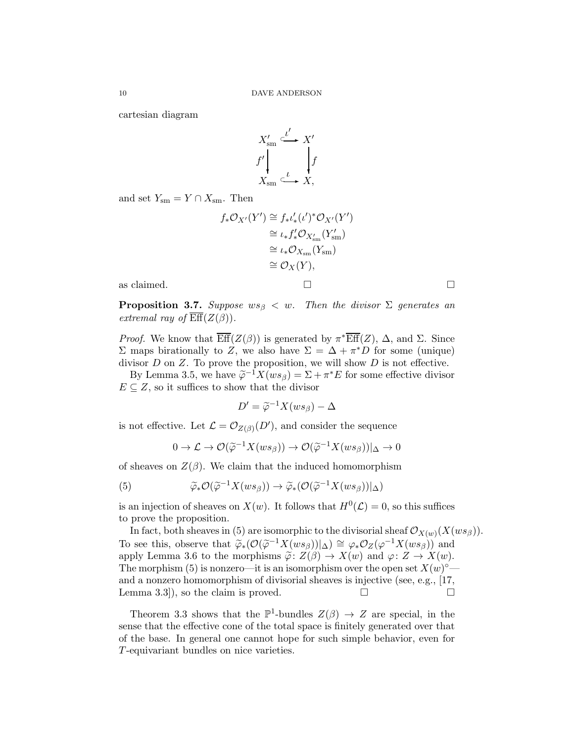cartesian diagram

$$
\begin{array}{ccc}
X'_{\mathrm{sm}} & \overset{\iota'}{\hookrightarrow} & X' \\
{\scriptstyle f'}\downarrow & & \downarrow{\scriptstyle f} \\
X_{\mathrm{sm}} & \overset{\iota}{\hookrightarrow} & X,
\end{array}
$$

and set $Y_{\mathrm{sm}} = Y \cap X_{\mathrm{sm}}$. Then

$$
\begin{aligned}
f_*\mathcal{O}_{X'}(Y') &\cong f_*\iota'_*(\iota')^*\mathcal{O}_{X'}(Y') \\
&\cong \iota_* f'_*\mathcal{O}_{X'_{\mathrm{sm}}}(Y'_{\mathrm{sm}}) \\
&\cong \iota_*\mathcal{O}_{X_{\mathrm{sm}}}(Y_{\mathrm{sm}}) \\
&\cong \mathcal{O}_X(Y),
\end{aligned}
$$

as claimed. □ □

**Proposition 3.7.** *Suppose $ws_\beta < w$. Then the divisor $\Sigma$ generates an extremal ray of $\overline{\mathrm{Eff}}(Z(\beta))$.*

*Proof.* We know that $\overline{\mathrm{Eff}}(Z(\beta))$ is generated by $\pi^*\overline{\mathrm{Eff}}(Z)$, $\Delta$, and $\Sigma$. Since $\Sigma$ maps birationally to $Z$, we also have $\Sigma = \Delta + \pi^*D$ for some (unique) divisor $D$ on $Z$. To prove the proposition, we will show $D$ is not effective.

By Lemma 3.5, we have $\widetilde{\varphi}^{-1}X(ws_\beta) = \Sigma + \pi^*E$ for some effective divisor $E \subseteq Z$, so it suffices to show that the divisor

$$D' = \widetilde{\varphi}^{-1}X(ws_\beta) - \Delta$$

is not effective. Let $\mathcal{L} = \mathcal{O}_{Z(\beta)}(D')$, and consider the sequence

$$0 \to \mathcal{L} \to \mathcal{O}(\widetilde{\varphi}^{-1}X(ws_\beta)) \to \mathcal{O}(\widetilde{\varphi}^{-1}X(ws_\beta))|_\Delta \to 0$$

of sheaves on $Z(\beta)$. We claim that the induced homomorphism

$$\widetilde{\varphi}_*\mathcal{O}(\widetilde{\varphi}^{-1}X(ws_\beta)) \to \widetilde{\varphi}_*(\mathcal{O}(\widetilde{\varphi}^{-1}X(ws_\beta))|_\Delta) \tag{5}$$

is an injection of sheaves on $X(w)$. It follows that $H^0(\mathcal{L}) = 0$, so this suffices to prove the proposition.

In fact, both sheaves in (5) are isomorphic to the divisorial sheaf $\mathcal{O}_{X(w)}(X(ws_\beta))$. To see this, observe that $\widetilde{\varphi}_*(\mathcal{O}(\widetilde{\varphi}^{-1}X(ws_\beta))|_\Delta) \cong \varphi_*\mathcal{O}_Z(\varphi^{-1}X(ws_\beta))$ and apply Lemma 3.6 to the morphisms $\widetilde{\varphi}\colon Z(\beta) \to X(w)$ and $\varphi\colon Z \to X(w)$. The morphism (5) is nonzero—it is an isomorphism over the open set $X(w)^\circ$—and a nonzero homomorphism of divisorial sheaves is injective (see, e.g., [17, Lemma 3.3]), so the claim is proved. □ □

Theorem 3.3 shows that the $\mathbb{P}^1$-bundles $Z(\beta) \to Z$ are special, in the sense that the effective cone of the total space is finitely generated over that of the base. In general one cannot hope for such simple behavior, even for $T$-equivariant bundles on nice varieties.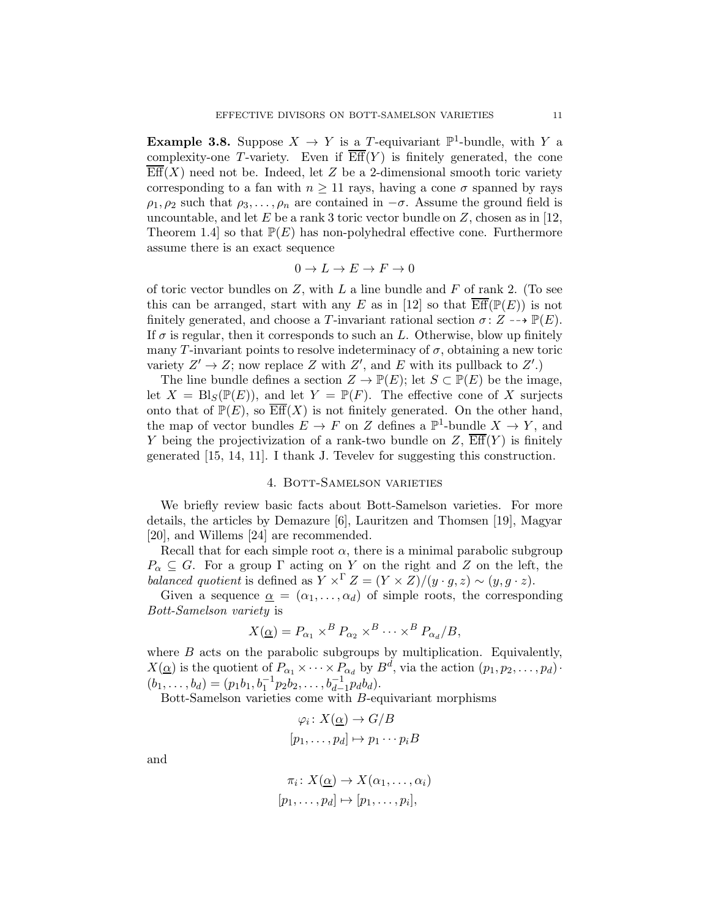**Example 3.8.** Suppose $X \to Y$ is a $T$-equivariant $\mathbb{P}^1$-bundle, with $Y$ a complexity-one $T$-variety. Even if $\overline{\mathrm{Eff}}(Y)$ is finitely generated, the cone $\overline{\mathrm{Eff}}(X)$ need not be. Indeed, let $Z$ be a 2-dimensional smooth toric variety corresponding to a fan with $n \geq 11$ rays, having a cone $\sigma$ spanned by rays $\rho_1, \rho_2$ such that $\rho_3, \ldots, \rho_n$ are contained in $-\sigma$. Assume the ground field is uncountable, and let $E$ be a rank 3 toric vector bundle on $Z$, chosen as in [12, Theorem 1.4] so that $\mathbb{P}(E)$ has non-polyhedral effective cone. Furthermore assume there is an exact sequence

$$0 \to L \to E \to F \to 0$$

of toric vector bundles on $Z$, with $L$ a line bundle and $F$ of rank 2. (To see this can be arranged, start with any $E$ as in [12] so that $\overline{\mathrm{Eff}}(\mathbb{P}(E))$ is not finitely generated, and choose a $T$-invariant rational section $\sigma \colon Z \dashrightarrow \mathbb{P}(E)$. If $\sigma$ is regular, then it corresponds to such an $L$. Otherwise, blow up finitely many $T$-invariant points to resolve indeterminacy of $\sigma$, obtaining a new toric variety $Z' \to Z$; now replace $Z$ with $Z'$, and $E$ with its pullback to $Z'$.)

The line bundle defines a section $Z \to \mathbb{P}(E)$; let $S \subset \mathbb{P}(E)$ be the image, let $X = \mathrm{Bl}_S(\mathbb{P}(E))$, and let $Y = \mathbb{P}(F)$. The effective cone of $X$ surjects onto that of $\mathbb{P}(E)$, so $\overline{\mathrm{Eff}}(X)$ is not finitely generated. On the other hand, the map of vector bundles $E \to F$ on $Z$ defines a $\mathbb{P}^1$-bundle $X \to Y$, and $Y$ being the projectivization of a rank-two bundle on $Z$, $\overline{\mathrm{Eff}}(Y)$ is finitely generated [15, 14, 11]. I thank J. Tevelev for suggesting this construction.

## 4. Bott-Samelson varieties

We briefly review basic facts about Bott-Samelson varieties. For more details, the articles by Demazure [6], Lauritzen and Thomsen [19], Magyar [20], and Willems [24] are recommended.

Recall that for each simple root $\alpha$, there is a minimal parabolic subgroup $P_\alpha \subseteq G$. For a group $\Gamma$ acting on $Y$ on the right and $Z$ on the left, the *balanced quotient* is defined as $Y \times^\Gamma Z = (Y \times Z)/(y \cdot g, z) \sim (y, g \cdot z)$.

Given a sequence $\underline{\alpha} = (\alpha_1, \ldots, \alpha_d)$ of simple roots, the corresponding *Bott-Samelson variety* is

$$X(\underline{\alpha}) = P_{\alpha_1} \times^B P_{\alpha_2} \times^B \cdots \times^B P_{\alpha_d}/B,$$

where $B$ acts on the parabolic subgroups by multiplication. Equivalently, $X(\underline{\alpha})$ is the quotient of $P_{\alpha_1} \times \cdots \times P_{\alpha_d}$ by $B^d$, via the action $(p_1, p_2, \ldots, p_d) \cdot (b_1, \ldots, b_d) = (p_1 b_1, b_1^{-1} p_2 b_2, \ldots, b_{d-1}^{-1} p_d b_d)$.

Bott-Samelson varieties come with $B$-equivariant morphisms

$$\varphi_i \colon X(\underline{\alpha}) \to G/B$$
$$[p_1, \ldots, p_d] \mapsto p_1 \cdots p_i B$$

and

$$\pi_i \colon X(\underline{\alpha}) \to X(\alpha_1, \ldots, \alpha_i)$$
$$[p_1, \ldots, p_d] \mapsto [p_1, \ldots, p_i],$$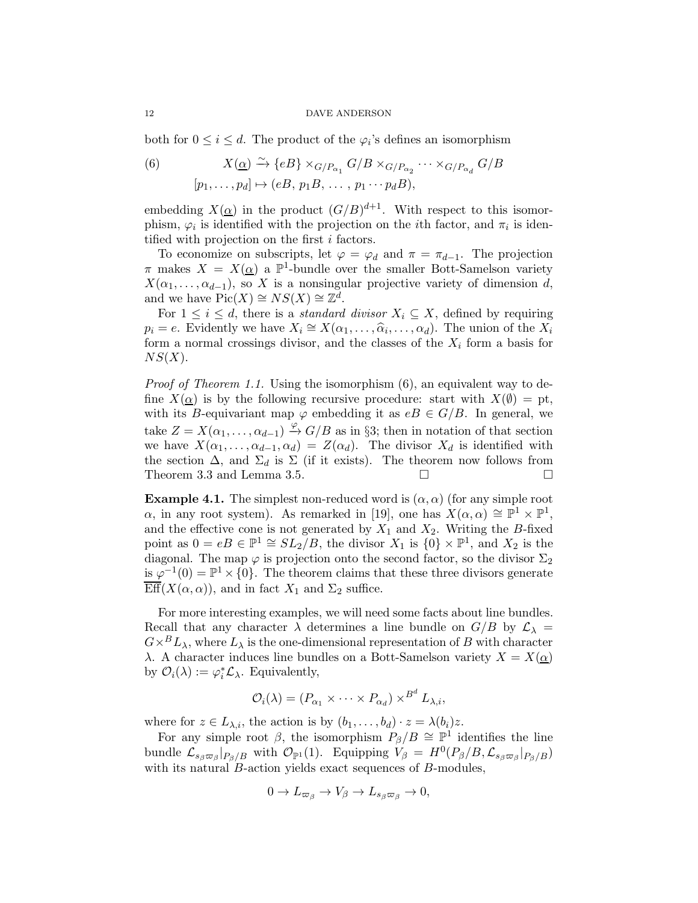both for $0 \leq i \leq d$. The product of the $\varphi_i$'s defines an isomorphism

$$
\begin{aligned}
(6) \qquad X(\underline{\alpha}) &\xrightarrow{\sim} \{eB\} \times_{G/P_{\alpha_1}} G/B \times_{G/P_{\alpha_2}} \cdots \times_{G/P_{\alpha_d}} G/B \\
[p_1, \ldots, p_d] &\mapsto (eB,\, p_1 B,\, \ldots\,,\, p_1 \cdots p_d B),
\end{aligned}
$$

embedding $X(\underline{\alpha})$ in the product $(G/B)^{d+1}$. With respect to this isomorphism, $\varphi_i$ is identified with the projection on the $i$th factor, and $\pi_i$ is identified with projection on the first $i$ factors.

To economize on subscripts, let $\varphi = \varphi_d$ and $\pi = \pi_{d-1}$. The projection $\pi$ makes $X = X(\underline{\alpha})$ a $\mathbb{P}^1$-bundle over the smaller Bott-Samelson variety $X(\alpha_1, \ldots, \alpha_{d-1})$, so $X$ is a nonsingular projective variety of dimension $d$, and we have $\operatorname{Pic}(X) \cong NS(X) \cong \mathbb{Z}^d$.

For $1 \leq i \leq d$, there is a *standard divisor* $X_i \subseteq X$, defined by requiring $p_i = e$. Evidently we have $X_i \cong X(\alpha_1, \ldots, \widehat{\alpha}_i, \ldots, \alpha_d)$. The union of the $X_i$ form a normal crossings divisor, and the classes of the $X_i$ form a basis for $NS(X)$.

*Proof of Theorem 1.1.* Using the isomorphism (6), an equivalent way to define $X(\underline{\alpha})$ is by the following recursive procedure: start with $X(\emptyset) = \mathrm{pt}$, with its $B$-equivariant map $\varphi$ embedding it as $eB \in G/B$. In general, we take $Z = X(\alpha_1, \ldots, \alpha_{d-1}) \xrightarrow{\varphi} G/B$ as in §3; then in notation of that section we have $X(\alpha_1, \ldots, \alpha_{d-1}, \alpha_d) = Z(\alpha_d)$. The divisor $X_d$ is identified with the section $\Delta$, and $\Sigma_d$ is $\Sigma$ (if it exists). The theorem now follows from Theorem 3.3 and Lemma 3.5. □ □

**Example 4.1.** The simplest non-reduced word is $(\alpha, \alpha)$ (for any simple root $\alpha$, in any root system). As remarked in [19], one has $X(\alpha, \alpha) \cong \mathbb{P}^1 \times \mathbb{P}^1$, and the effective cone is not generated by $X_1$ and $X_2$. Writing the $B$-fixed point as $0 = eB \in \mathbb{P}^1 \cong SL_2/B$, the divisor $X_1$ is $\{0\} \times \mathbb{P}^1$, and $X_2$ is the diagonal. The map $\varphi$ is projection onto the second factor, so the divisor $\Sigma_2$ is $\varphi^{-1}(0) = \mathbb{P}^1 \times \{0\}$. The theorem claims that these three divisors generate $\overline{\operatorname{Eff}}(X(\alpha, \alpha))$, and in fact $X_1$ and $\Sigma_2$ suffice.

For more interesting examples, we will need some facts about line bundles. Recall that any character $\lambda$ determines a line bundle on $G/B$ by $\mathcal{L}_\lambda = G \times^B L_\lambda$, where $L_\lambda$ is the one-dimensional representation of $B$ with character $\lambda$. A character induces line bundles on a Bott-Samelson variety $X = X(\underline{\alpha})$ by $\mathcal{O}_i(\lambda) := \varphi_i^* \mathcal{L}_\lambda$. Equivalently,

$$
\mathcal{O}_i(\lambda) = (P_{\alpha_1} \times \cdots \times P_{\alpha_d}) \times^{B^d} L_{\lambda, i},
$$

where for $z \in L_{\lambda,i}$, the action is by $(b_1, \ldots, b_d) \cdot z = \lambda(b_i) z$.

For any simple root $\beta$, the isomorphism $P_\beta/B \cong \mathbb{P}^1$ identifies the line bundle $\mathcal{L}_{s_\beta \varpi_\beta}|_{P_\beta/B}$ with $\mathcal{O}_{\mathbb{P}^1}(1)$. Equipping $V_\beta = H^0(P_\beta/B, \mathcal{L}_{s_\beta \varpi_\beta}|_{P_\beta/B})$ with its natural $B$-action yields exact sequences of $B$-modules,

$$
0 \to L_{\varpi_\beta} \to V_\beta \to L_{s_\beta \varpi_\beta} \to 0,
$$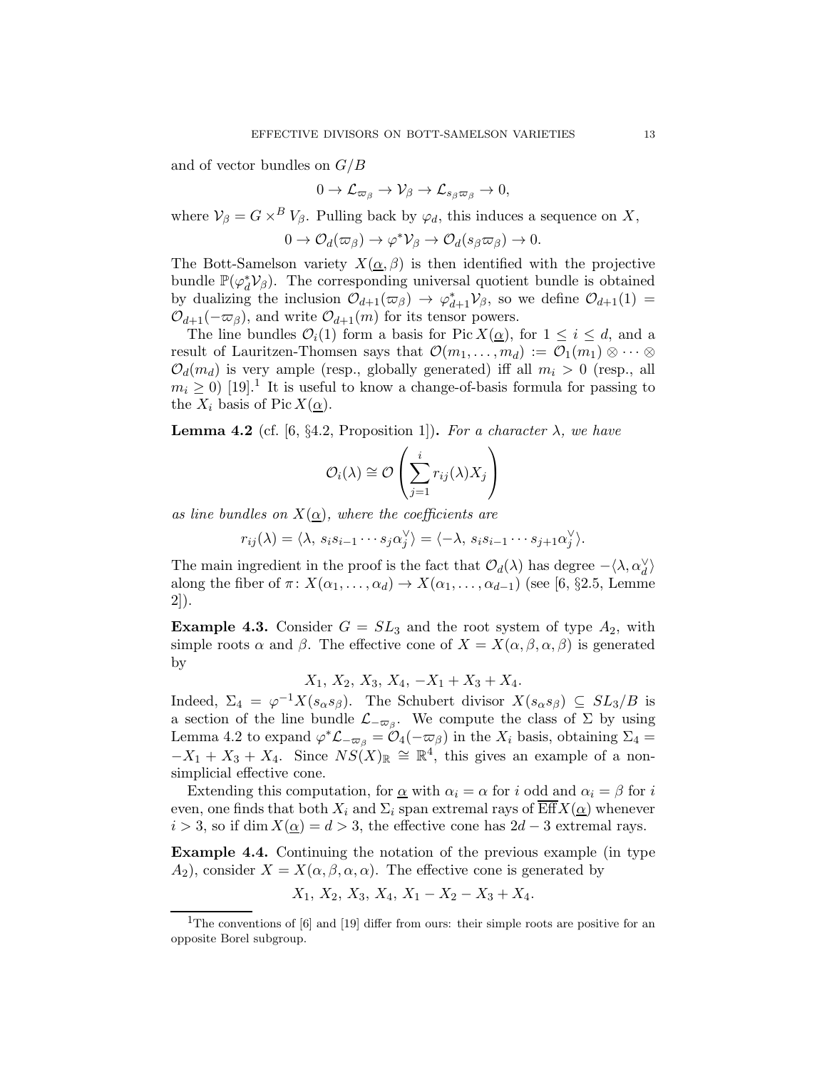and of vector bundles on $G/B$

$$0 \to \mathcal{L}_{\varpi_\beta} \to \mathcal{V}_\beta \to \mathcal{L}_{s_\beta \varpi_\beta} \to 0,$$

where $\mathcal{V}_\beta = G \times^B V_\beta$. Pulling back by $\varphi_d$, this induces a sequence on $X$,

$$0 \to \mathcal{O}_d(\varpi_\beta) \to \varphi^* \mathcal{V}_\beta \to \mathcal{O}_d(s_\beta \varpi_\beta) \to 0.$$

The Bott-Samelson variety $X(\underline{\alpha}, \beta)$ is then identified with the projective bundle $\mathbb{P}(\varphi_d^* \mathcal{V}_\beta)$. The corresponding universal quotient bundle is obtained by dualizing the inclusion $\mathcal{O}_{d+1}(\varpi_\beta) \to \varphi_{d+1}^* \mathcal{V}_\beta$, so we define $\mathcal{O}_{d+1}(1) = \mathcal{O}_{d+1}(-\varpi_\beta)$, and write $\mathcal{O}_{d+1}(m)$ for its tensor powers.

The line bundles $\mathcal{O}_i(1)$ form a basis for $\operatorname{Pic} X(\underline{\alpha})$, for $1 \leq i \leq d$, and a result of Lauritzen-Thomsen says that $\mathcal{O}(m_1, \ldots, m_d) := \mathcal{O}_1(m_1) \otimes \cdots \otimes \mathcal{O}_d(m_d)$ is very ample (resp., globally generated) iff all $m_i > 0$ (resp., all $m_i \geq 0$) [19].[1] It is useful to know a change-of-basis formula for passing to the $X_i$ basis of $\operatorname{Pic} X(\underline{\alpha})$.

**Lemma 4.2** (cf. [6, §4.2, Proposition 1])**.** *For a character $\lambda$, we have*

$$\mathcal{O}_i(\lambda) \cong \mathcal{O}\left( \sum_{j=1}^{i} r_{ij}(\lambda) X_j \right)$$

*as line bundles on $X(\underline{\alpha})$, where the coefficients are*

$$r_{ij}(\lambda) = \langle \lambda,\, s_i s_{i-1} \cdots s_j \alpha_j^\vee \rangle = \langle -\lambda,\, s_i s_{i-1} \cdots s_{j+1} \alpha_j^\vee \rangle.$$

The main ingredient in the proof is the fact that $\mathcal{O}_d(\lambda)$ has degree $-\langle \lambda, \alpha_d^\vee \rangle$ along the fiber of $\pi \colon X(\alpha_1, \ldots, \alpha_d) \to X(\alpha_1, \ldots, \alpha_{d-1})$ (see [6, §2.5, Lemme 2]).

**Example 4.3.** Consider $G = SL_3$ and the root system of type $A_2$, with simple roots $\alpha$ and $\beta$. The effective cone of $X = X(\alpha, \beta, \alpha, \beta)$ is generated by

$$X_1,\ X_2,\ X_3,\ X_4,\ -X_1 + X_3 + X_4.$$

Indeed, $\Sigma_4 = \varphi^{-1} X(s_\alpha s_\beta)$. The Schubert divisor $X(s_\alpha s_\beta) \subseteq SL_3/B$ is a section of the line bundle $\mathcal{L}_{-\varpi_\beta}$. We compute the class of $\Sigma$ by using Lemma 4.2 to expand $\varphi^* \mathcal{L}_{-\varpi_\beta} = \mathcal{O}_4(-\varpi_\beta)$ in the $X_i$ basis, obtaining $\Sigma_4 = -X_1 + X_3 + X_4$. Since $NS(X)_\mathbb{R} \cong \mathbb{R}^4$, this gives an example of a non-simplicial effective cone.

Extending this computation, for $\underline{\alpha}$ with $\alpha_i = \alpha$ for $i$ odd and $\alpha_i = \beta$ for $i$ even, one finds that both $X_i$ and $\Sigma_i$ span extremal rays of $\overline{\operatorname{Eff}} X(\underline{\alpha})$ whenever $i > 3$, so if $\dim X(\underline{\alpha}) = d > 3$, the effective cone has $2d - 3$ extremal rays.

**Example 4.4.** Continuing the notation of the previous example (in type $A_2$), consider $X = X(\alpha, \beta, \alpha, \alpha)$. The effective cone is generated by

$$X_1,\ X_2,\ X_3,\ X_4,\ X_1 - X_2 - X_3 + X_4.$$

[1] The conventions of [6] and [19] differ from ours: their simple roots are positive for an opposite Borel subgroup.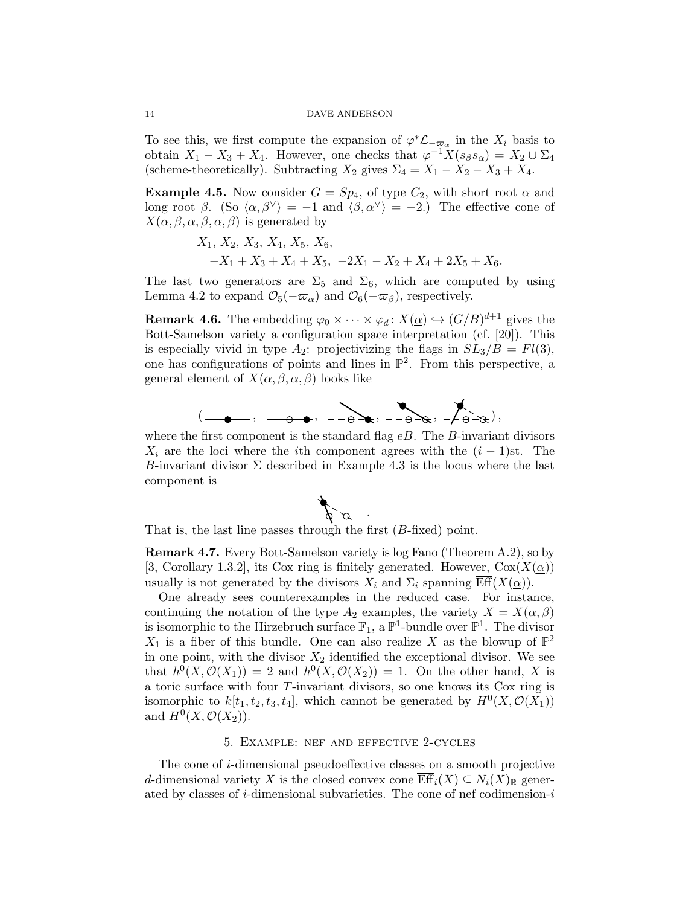To see this, we first compute the expansion of $\varphi^*\mathcal{L}_{-\varpi_\alpha}$ in the $X_i$ basis to obtain $X_1 - X_3 + X_4$. However, one checks that $\varphi^{-1}X(s_\beta s_\alpha) = X_2 \cup \Sigma_4$ (scheme-theoretically). Subtracting $X_2$ gives $\Sigma_4 = X_1 - X_2 - X_3 + X_4$.

**Example 4.5.** Now consider $G = Sp_4$, of type $C_2$, with short root $\alpha$ and long root $\beta$. (So $\langle \alpha, \beta^\vee \rangle = -1$ and $\langle \beta, \alpha^\vee \rangle = -2$.) The effective cone of $X(\alpha, \beta, \alpha, \beta, \alpha, \beta)$ is generated by

$$
\begin{aligned}
&X_1,\, X_2,\, X_3,\, X_4,\, X_5,\, X_6, \\
&\quad -X_1 + X_3 + X_4 + X_5,\; -2X_1 - X_2 + X_4 + 2X_5 + X_6.
\end{aligned}
$$

The last two generators are $\Sigma_5$ and $\Sigma_6$, which are computed by using Lemma 4.2 to expand $\mathcal{O}_5(-\varpi_\alpha)$ and $\mathcal{O}_6(-\varpi_\beta)$, respectively.

**Remark 4.6.** The embedding $\varphi_0 \times \cdots \times \varphi_d \colon X(\underline{\alpha}) \hookrightarrow (G/B)^{d+1}$ gives the Bott-Samelson variety a configuration space interpretation (cf. [20]). This is especially vivid in type $A_2$: projectivizing the flags in $SL_3/B = Fl(3)$, one has configurations of points and lines in $\mathbb{P}^2$. From this perspective, a general element of $X(\alpha, \beta, \alpha, \beta)$ looks like

(diagram of five point-line configurations),

where the first component is the standard flag $eB$. The $B$-invariant divisors $X_i$ are the loci where the $i$th component agrees with the $(i-1)$st. The $B$-invariant divisor $\Sigma$ described in Example 4.3 is the locus where the last component is

(diagram).

That is, the last line passes through the first ($B$-fixed) point.

**Remark 4.7.** Every Bott-Samelson variety is log Fano (Theorem A.2), so by [3, Corollary 1.3.2], its Cox ring is finitely generated. However, $\mathrm{Cox}(X(\underline{\alpha}))$ usually is not generated by the divisors $X_i$ and $\Sigma_i$ spanning $\overline{\mathrm{Eff}}(X(\underline{\alpha}))$.

One already sees counterexamples in the reduced case. For instance, continuing the notation of the type $A_2$ examples, the variety $X = X(\alpha, \beta)$ is isomorphic to the Hirzebruch surface $\mathbb{F}_1$, a $\mathbb{P}^1$-bundle over $\mathbb{P}^1$. The divisor $X_1$ is a fiber of this bundle. One can also realize $X$ as the blowup of $\mathbb{P}^2$ in one point, with the divisor $X_2$ identified the exceptional divisor. We see that $h^0(X, \mathcal{O}(X_1)) = 2$ and $h^0(X, \mathcal{O}(X_2)) = 1$. On the other hand, $X$ is a toric surface with four $T$-invariant divisors, so one knows its Cox ring is isomorphic to $k[t_1, t_2, t_3, t_4]$, which cannot be generated by $H^0(X, \mathcal{O}(X_1))$ and $H^0(X, \mathcal{O}(X_2))$.

## 5. Example: nef and effective 2-cycles

The cone of $i$-dimensional pseudoeffective classes on a smooth projective $d$-dimensional variety $X$ is the closed convex cone $\overline{\mathrm{Eff}}_i(X) \subseteq N_i(X)_\mathbb{R}$ generated by classes of $i$-dimensional subvarieties. The cone of nef codimension-$i$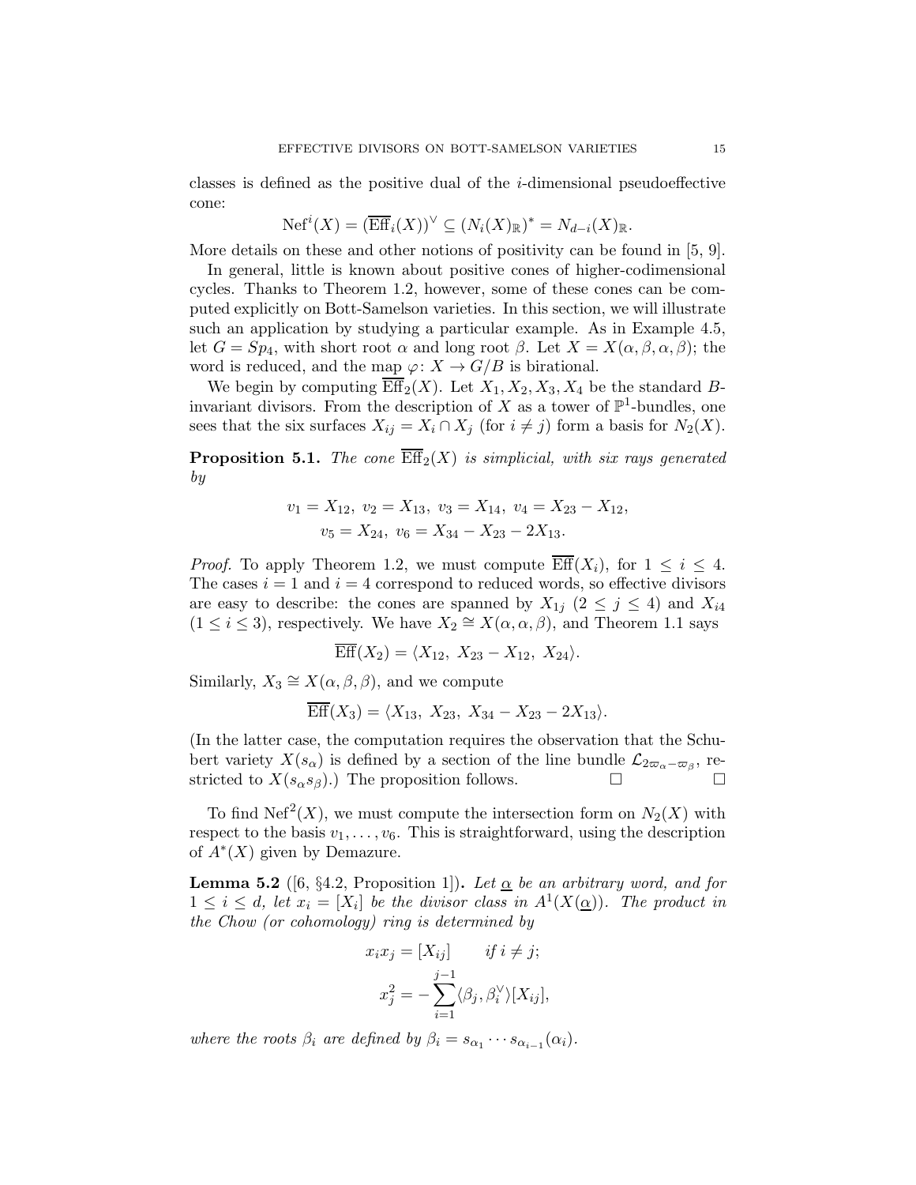classes is defined as the positive dual of the $i$-dimensional pseudoeffective cone:

$$\mathrm{Nef}^i(X) = (\overline{\mathrm{Eff}}_i(X))^\vee \subseteq (N_i(X)_{\mathbb{R}})^* = N_{d-i}(X)_{\mathbb{R}}.$$

More details on these and other notions of positivity can be found in [5, 9].

In general, little is known about positive cones of higher-codimensional cycles. Thanks to Theorem 1.2, however, some of these cones can be computed explicitly on Bott-Samelson varieties. In this section, we will illustrate such an application by studying a particular example. As in Example 4.5, let $G = Sp_4$, with short root $\alpha$ and long root $\beta$. Let $X = X(\alpha, \beta, \alpha, \beta)$; the word is reduced, and the map $\varphi\colon X \to G/B$ is birational.

We begin by computing $\overline{\mathrm{Eff}}_2(X)$. Let $X_1, X_2, X_3, X_4$ be the standard $B$-invariant divisors. From the description of $X$ as a tower of $\mathbb{P}^1$-bundles, one sees that the six surfaces $X_{ij} = X_i \cap X_j$ (for $i \neq j$) form a basis for $N_2(X)$.

**Proposition 5.1.** *The cone $\overline{\mathrm{Eff}}_2(X)$ is simplicial, with six rays generated by*

$$v_1 = X_{12},\ v_2 = X_{13},\ v_3 = X_{14},\ v_4 = X_{23} - X_{12},$$
$$v_5 = X_{24},\ v_6 = X_{34} - X_{23} - 2X_{13}.$$

*Proof.* To apply Theorem 1.2, we must compute $\overline{\mathrm{Eff}}(X_i)$, for $1 \leq i \leq 4$. The cases $i = 1$ and $i = 4$ correspond to reduced words, so effective divisors are easy to describe: the cones are spanned by $X_{1j}$ ($2 \leq j \leq 4$) and $X_{i4}$ ($1 \leq i \leq 3$), respectively. We have $X_2 \cong X(\alpha, \alpha, \beta)$, and Theorem 1.1 says

$$\overline{\mathrm{Eff}}(X_2) = \langle X_{12},\ X_{23} - X_{12},\ X_{24} \rangle.$$

Similarly, $X_3 \cong X(\alpha, \beta, \beta)$, and we compute

$$\overline{\mathrm{Eff}}(X_3) = \langle X_{13},\ X_{23},\ X_{34} - X_{23} - 2X_{13} \rangle.$$

(In the latter case, the computation requires the observation that the Schubert variety $X(s_\alpha)$ is defined by a section of the line bundle $\mathcal{L}_{2\varpi_\alpha - \varpi_\beta}$, restricted to $X(s_\alpha s_\beta)$.) The proposition follows. □ □

To find $\mathrm{Nef}^2(X)$, we must compute the intersection form on $N_2(X)$ with respect to the basis $v_1, \ldots, v_6$. This is straightforward, using the description of $A^*(X)$ given by Demazure.

**Lemma 5.2** ([6, §4.2, Proposition 1])**.** *Let $\underline{\alpha}$ be an arbitrary word, and for $1 \leq i \leq d$, let $x_i = [X_i]$ be the divisor class in $A^1(X(\underline{\alpha}))$. The product in the Chow (or cohomology) ring is determined by*

$$x_i x_j = [X_{ij}] \qquad \text{if } i \neq j;$$
$$x_j^2 = -\sum_{i=1}^{j-1} \langle \beta_j, \beta_i^\vee \rangle [X_{ij}],$$

*where the roots $\beta_i$ are defined by $\beta_i = s_{\alpha_1} \cdots s_{\alpha_{i-1}}(\alpha_i)$.*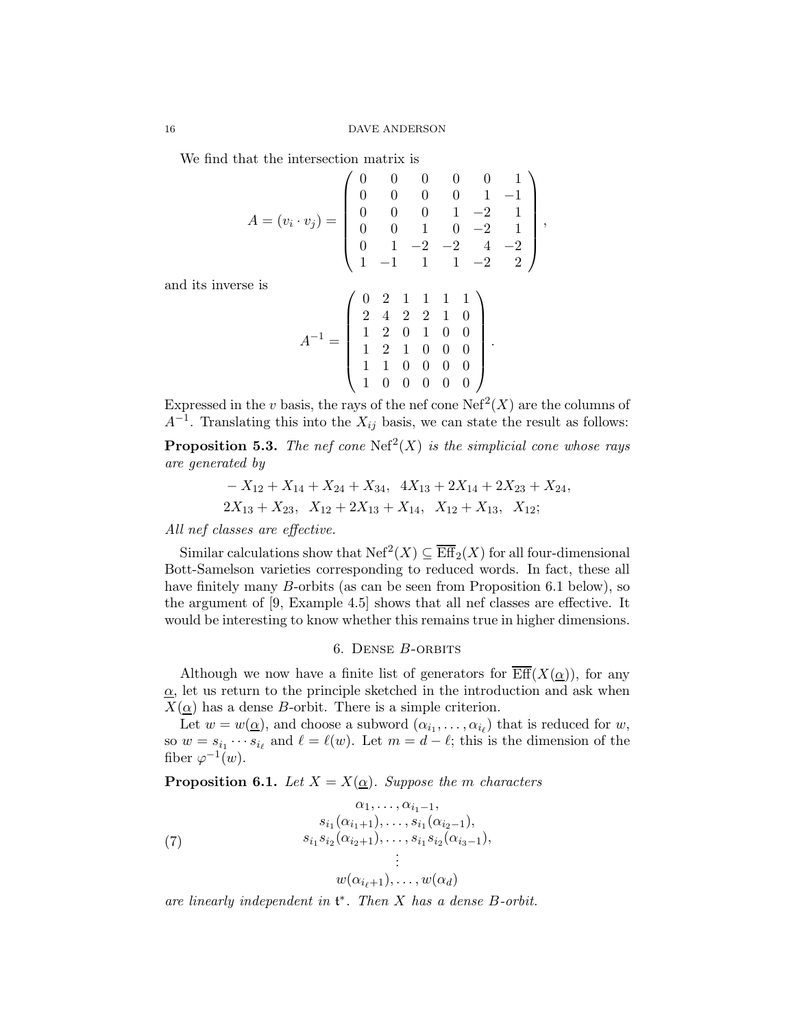We find that the intersection matrix is

$$A = (v_i \cdot v_j) = \left( \begin{array}{rrrrrr} 0 & 0 & 0 & 0 & 0 & 1 \\ 0 & 0 & 0 & 0 & 1 & -1 \\ 0 & 0 & 0 & 1 & -2 & 1 \\ 0 & 0 & 1 & 0 & -2 & 1 \\ 0 & 1 & -2 & -2 & 4 & -2 \\ 1 & -1 & 1 & 1 & -2 & 2 \end{array} \right),$$

and its inverse is

$$A^{-1} = \left( \begin{array}{cccccc} 0 & 2 & 1 & 1 & 1 & 1 \\ 2 & 4 & 2 & 2 & 1 & 0 \\ 1 & 2 & 0 & 1 & 0 & 0 \\ 1 & 2 & 1 & 0 & 0 & 0 \\ 1 & 1 & 0 & 0 & 0 & 0 \\ 1 & 0 & 0 & 0 & 0 & 0 \end{array} \right).$$

Expressed in the $v$ basis, the rays of the nef cone $\mathrm{Nef}^2(X)$ are the columns of $A^{-1}$. Translating this into the $X_{ij}$ basis, we can state the result as follows:

**Proposition 5.3.** *The nef cone* $\mathrm{Nef}^2(X)$ *is the simplicial cone whose rays are generated by*

$$-X_{12} + X_{14} + X_{24} + X_{34}, \;\; 4X_{13} + 2X_{14} + 2X_{23} + X_{24},$$
$$2X_{13} + X_{23}, \;\; X_{12} + 2X_{13} + X_{14}, \;\; X_{12} + X_{13}, \;\; X_{12};$$

*All nef classes are effective.*

Similar calculations show that $\mathrm{Nef}^2(X) \subseteq \overline{\mathrm{Eff}}_2(X)$ for all four-dimensional Bott-Samelson varieties corresponding to reduced words. In fact, these all have finitely many $B$-orbits (as can be seen from Proposition 6.1 below), so the argument of [9, Example 4.5] shows that all nef classes are effective. It would be interesting to know whether this remains true in higher dimensions.

## 6. Dense $B$-orbits

Although we now have a finite list of generators for $\overline{\mathrm{Eff}}(X(\underline{\alpha}))$, for any $\underline{\alpha}$, let us return to the principle sketched in the introduction and ask when $X(\underline{\alpha})$ has a dense $B$-orbit. There is a simple criterion.

Let $w = w(\underline{\alpha})$, and choose a subword $(\alpha_{i_1}, \ldots, \alpha_{i_\ell})$ that is reduced for $w$, so $w = s_{i_1} \cdots s_{i_\ell}$ and $\ell = \ell(w)$. Let $m = d - \ell$; this is the dimension of the fiber $\varphi^{-1}(w)$.

**Proposition 6.1.** *Let* $X = X(\underline{\alpha})$. *Suppose the* $m$ *characters*

$$\begin{array}{c} \alpha_1, \ldots, \alpha_{i_1 - 1}, \\ s_{i_1}(\alpha_{i_1+1}), \ldots, s_{i_1}(\alpha_{i_2 - 1}), \\ s_{i_1}s_{i_2}(\alpha_{i_2+1}), \ldots, s_{i_1}s_{i_2}(\alpha_{i_3 - 1}), \\ \vdots \\ w(\alpha_{i_\ell+1}), \ldots, w(\alpha_d) \end{array} \tag{7}$$

*are linearly independent in* $\mathfrak{t}^*$. *Then* $X$ *has a dense* $B$*-orbit.*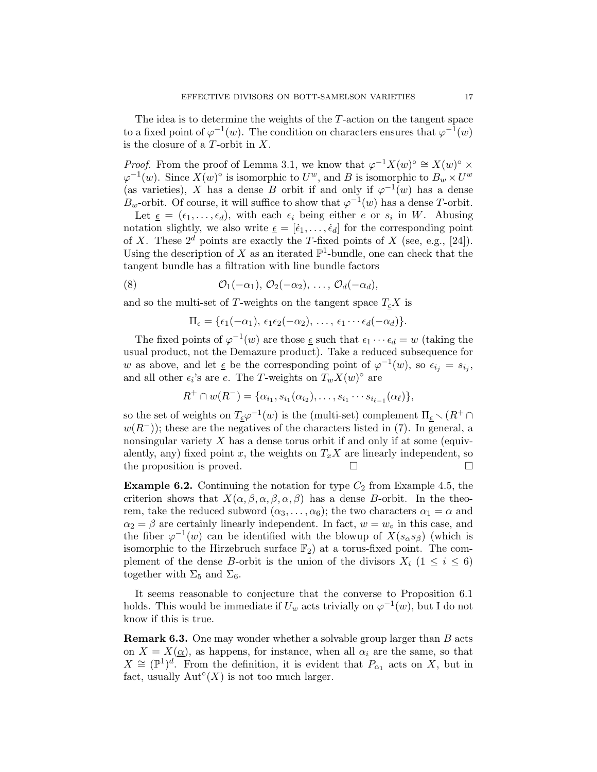The idea is to determine the weights of the $T$-action on the tangent space to a fixed point of $\varphi^{-1}(w)$. The condition on characters ensures that $\varphi^{-1}(w)$ is the closure of a $T$-orbit in $X$.

*Proof.* From the proof of Lemma 3.1, we know that $\varphi^{-1}X(w)^\circ \cong X(w)^\circ \times \varphi^{-1}(w)$. Since $X(w)^\circ$ is isomorphic to $U^w$, and $B$ is isomorphic to $B_w \times U^w$ (as varieties), $X$ has a dense $B$ orbit if and only if $\varphi^{-1}(w)$ has a dense $B_w$-orbit. Of course, it will suffice to show that $\varphi^{-1}(w)$ has a dense $T$-orbit.

Let $\underline{\epsilon} = (\epsilon_1, \ldots, \epsilon_d)$, with each $\epsilon_i$ being either $e$ or $s_i$ in $W$. Abusing notation slightly, we also write $\underline{\epsilon} = [\dot{\epsilon}_1, \ldots, \dot{\epsilon}_d]$ for the corresponding point of $X$. These $2^d$ points are exactly the $T$-fixed points of $X$ (see, e.g., [24]). Using the description of $X$ as an iterated $\mathbb{P}^1$-bundle, one can check that the tangent bundle has a filtration with line bundle factors

$$\mathcal{O}_1(-\alpha_1),\, \mathcal{O}_2(-\alpha_2),\, \ldots,\, \mathcal{O}_d(-\alpha_d), \tag{8}$$

and so the multi-set of $T$-weights on the tangent space $T_{\underline{\epsilon}}X$ is

$$\Pi_\epsilon = \{\epsilon_1(-\alpha_1),\, \epsilon_1\epsilon_2(-\alpha_2),\, \ldots,\, \epsilon_1 \cdots \epsilon_d(-\alpha_d)\}.$$

The fixed points of $\varphi^{-1}(w)$ are those $\underline{\epsilon}$ such that $\epsilon_1 \cdots \epsilon_d = w$ (taking the usual product, not the Demazure product). Take a reduced subsequence for $w$ as above, and let $\underline{\epsilon}$ be the corresponding point of $\varphi^{-1}(w)$, so $\epsilon_{i_j} = s_{i_j}$, and all other $\epsilon_i$'s are $e$. The $T$-weights on $T_wX(w)^\circ$ are

$$R^+ \cap w(R^-) = \{\alpha_{i_1}, s_{i_1}(\alpha_{i_2}), \ldots, s_{i_1} \cdots s_{i_{\ell-1}}(\alpha_\ell)\},$$

so the set of weights on $T_{\underline{\epsilon}}\varphi^{-1}(w)$ is the (multi-set) complement $\Pi_{\underline{\epsilon}} \smallsetminus (R^+ \cap w(R^-))$; these are the negatives of the characters listed in (7). In general, a nonsingular variety $X$ has a dense torus orbit if and only if at some (equivalently, any) fixed point $x$, the weights on $T_xX$ are linearly independent, so the proposition is proved. □ □

**Example 6.2.** Continuing the notation for type $C_2$ from Example 4.5, the criterion shows that $X(\alpha, \beta, \alpha, \beta, \alpha, \beta)$ has a dense $B$-orbit. In the theorem, take the reduced subword $(\alpha_3, \ldots, \alpha_6)$; the two characters $\alpha_1 = \alpha$ and $\alpha_2 = \beta$ are certainly linearly independent. In fact, $w = w_\circ$ in this case, and the fiber $\varphi^{-1}(w)$ can be identified with the blowup of $X(s_\alpha s_\beta)$ (which is isomorphic to the Hirzebruch surface $\mathbb{F}_2$) at a torus-fixed point. The complement of the dense $B$-orbit is the union of the divisors $X_i$ ($1 \leq i \leq 6$) together with $\Sigma_5$ and $\Sigma_6$.

It seems reasonable to conjecture that the converse to Proposition 6.1 holds. This would be immediate if $U_w$ acts trivially on $\varphi^{-1}(w)$, but I do not know if this is true.

**Remark 6.3.** One may wonder whether a solvable group larger than $B$ acts on $X = X(\underline{\alpha})$, as happens, for instance, when all $\alpha_i$ are the same, so that $X \cong (\mathbb{P}^1)^d$. From the definition, it is evident that $P_{\alpha_1}$ acts on $X$, but in fact, usually $\mathrm{Aut}^\circ(X)$ is not too much larger.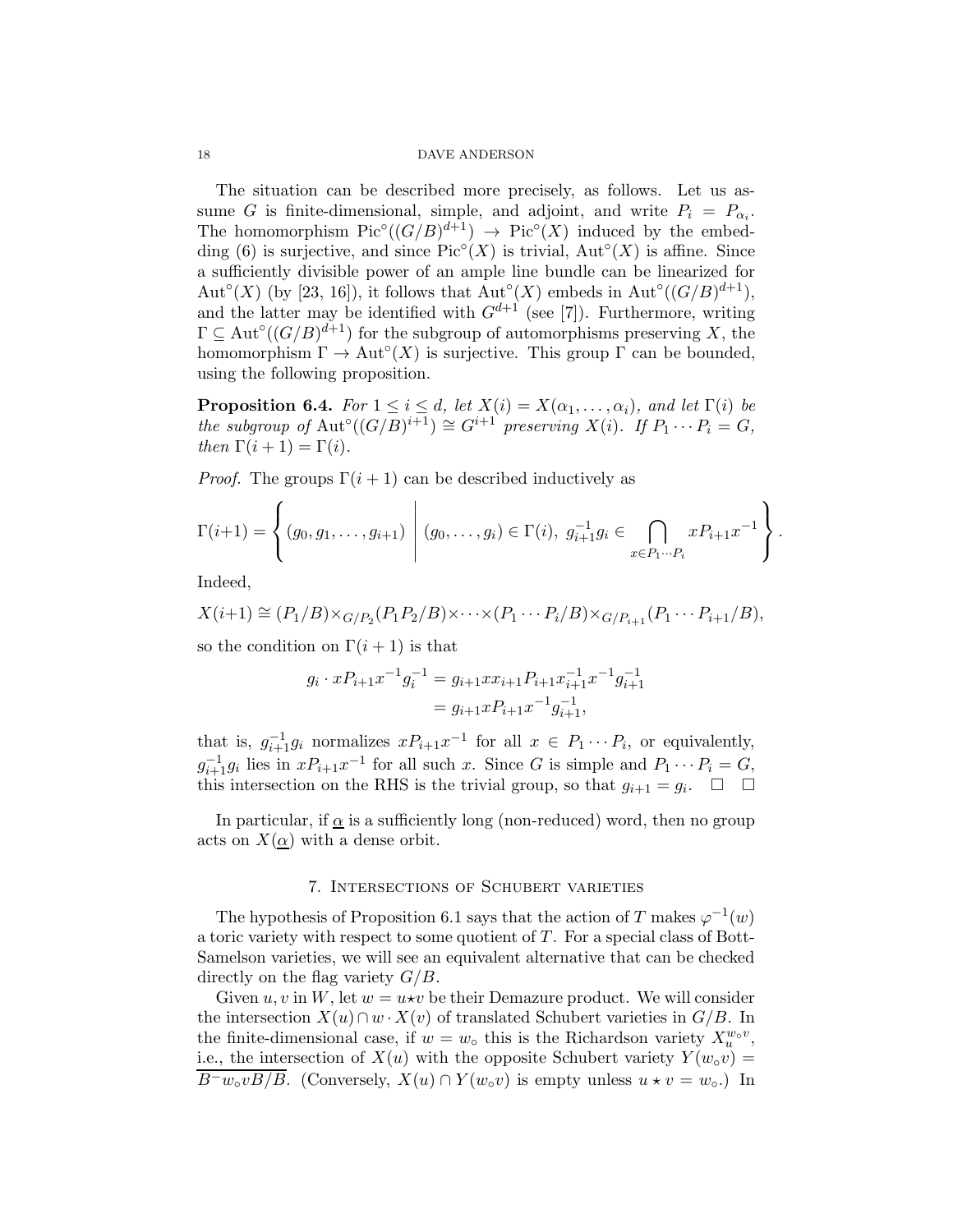The situation can be described more precisely, as follows. Let us assume $G$ is finite-dimensional, simple, and adjoint, and write $P_i = P_{\alpha_i}$. The homomorphism $\mathrm{Pic}^\circ((G/B)^{d+1}) \to \mathrm{Pic}^\circ(X)$ induced by the embedding (6) is surjective, and since $\mathrm{Pic}^\circ(X)$ is trivial, $\mathrm{Aut}^\circ(X)$ is affine. Since a sufficiently divisible power of an ample line bundle can be linearized for $\mathrm{Aut}^\circ(X)$ (by [23, 16]), it follows that $\mathrm{Aut}^\circ(X)$ embeds in $\mathrm{Aut}^\circ((G/B)^{d+1})$, and the latter may be identified with $G^{d+1}$ (see [7]). Furthermore, writing $\Gamma \subseteq \mathrm{Aut}^\circ((G/B)^{d+1})$ for the subgroup of automorphisms preserving $X$, the homomorphism $\Gamma \to \mathrm{Aut}^\circ(X)$ is surjective. This group $\Gamma$ can be bounded, using the following proposition.

**Proposition 6.4.** *For $1 \leq i \leq d$, let $X(i) = X(\alpha_1, \ldots, \alpha_i)$, and let $\Gamma(i)$ be the subgroup of $\mathrm{Aut}^\circ((G/B)^{i+1}) \cong G^{i+1}$ preserving $X(i)$. If $P_1 \cdots P_i = G$, then $\Gamma(i+1) = \Gamma(i)$.*

*Proof.* The groups $\Gamma(i+1)$ can be described inductively as

$$\Gamma(i+1) = \left\{ (g_0, g_1, \ldots, g_{i+1}) \;\middle|\; (g_0, \ldots, g_i) \in \Gamma(i),\ g_{i+1}^{-1} g_i \in \bigcap_{x \in P_1 \cdots P_i} x P_{i+1} x^{-1} \right\}.$$

Indeed,

$$X(i+1) \cong (P_1/B) \times_{G/P_2} (P_1 P_2/B) \times \cdots \times (P_1 \cdots P_i/B) \times_{G/P_{i+1}} (P_1 \cdots P_{i+1}/B),$$

so the condition on $\Gamma(i+1)$ is that

$$\begin{aligned} g_i \cdot x P_{i+1} x^{-1} g_i^{-1} &= g_{i+1} x x_{i+1} P_{i+1} x_{i+1}^{-1} x^{-1} g_{i+1}^{-1} \\ &= g_{i+1} x P_{i+1} x^{-1} g_{i+1}^{-1}, \end{aligned}$$

that is, $g_{i+1}^{-1} g_i$ normalizes $x P_{i+1} x^{-1}$ for all $x \in P_1 \cdots P_i$, or equivalently, $g_{i+1}^{-1} g_i$ lies in $x P_{i+1} x^{-1}$ for all such $x$. Since $G$ is simple and $P_1 \cdots P_i = G$, this intersection on the RHS is the trivial group, so that $g_{i+1} = g_i$. □ □

In particular, if $\underline{\alpha}$ is a sufficiently long (non-reduced) word, then no group acts on $X(\underline{\alpha})$ with a dense orbit.

## 7. Intersections of Schubert varieties

The hypothesis of Proposition 6.1 says that the action of $T$ makes $\varphi^{-1}(w)$ a toric variety with respect to some quotient of $T$. For a special class of Bott-Samelson varieties, we will see an equivalent alternative that can be checked directly on the flag variety $G/B$.

Given $u, v$ in $W$, let $w = u \star v$ be their Demazure product. We will consider the intersection $X(u) \cap w \cdot X(v)$ of translated Schubert varieties in $G/B$. In the finite-dimensional case, if $w = w_\circ$ this is the Richardson variety $X_u^{w_\circ v}$, i.e., the intersection of $X(u)$ with the opposite Schubert variety $Y(w_\circ v) = \overline{B^- w_\circ v B/B}$. (Conversely, $X(u) \cap Y(w_\circ v)$ is empty unless $u \star v = w_\circ$.) In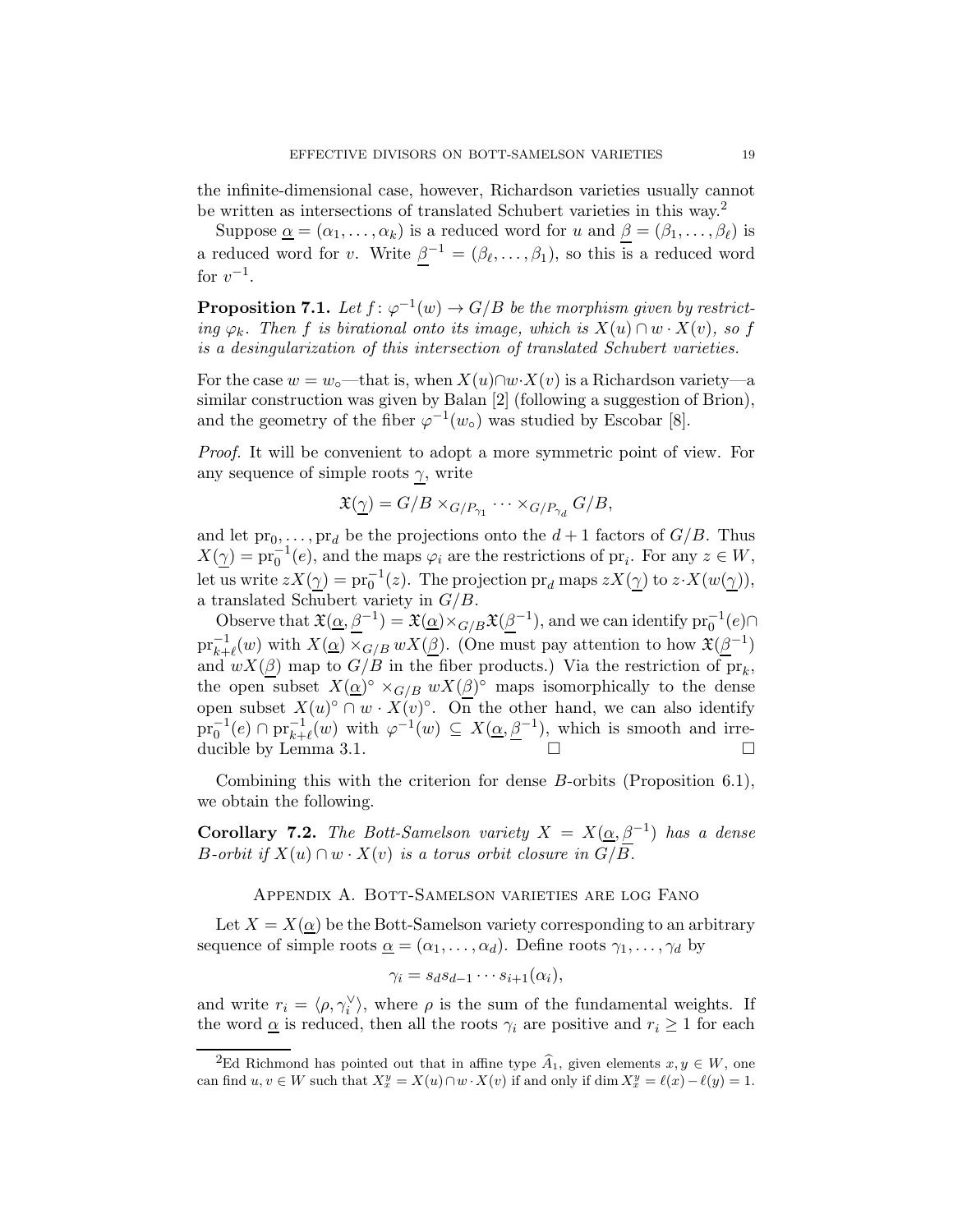the infinite-dimensional case, however, Richardson varieties usually cannot be written as intersections of translated Schubert varieties in this way.[2]

Suppose $\underline{\alpha} = (\alpha_1, \ldots, \alpha_k)$ is a reduced word for $u$ and $\underline{\beta} = (\beta_1, \ldots, \beta_\ell)$ is a reduced word for $v$. Write $\underline{\beta}^{-1} = (\beta_\ell, \ldots, \beta_1)$, so this is a reduced word for $v^{-1}$.

**Proposition 7.1.** *Let $f\colon \varphi^{-1}(w) \to G/B$ be the morphism given by restricting $\varphi_k$. Then $f$ is birational onto its image, which is $X(u) \cap w \cdot X(v)$, so $f$ is a desingularization of this intersection of translated Schubert varieties.*

For the case $w = w_\circ$—that is, when $X(u) \cap w \cdot X(v)$ is a Richardson variety—a similar construction was given by Balan [2] (following a suggestion of Brion), and the geometry of the fiber $\varphi^{-1}(w_\circ)$ was studied by Escobar [8].

*Proof.* It will be convenient to adopt a more symmetric point of view. For any sequence of simple roots $\underline{\gamma}$, write

$$\mathfrak{X}(\underline{\gamma}) = G/B \times_{G/P_{\gamma_1}} \cdots \times_{G/P_{\gamma_d}} G/B,$$

and let $\mathrm{pr}_0, \ldots, \mathrm{pr}_d$ be the projections onto the $d+1$ factors of $G/B$. Thus $X(\underline{\gamma}) = \mathrm{pr}_0^{-1}(e)$, and the maps $\varphi_i$ are the restrictions of $\mathrm{pr}_i$. For any $z \in W$, let us write $zX(\underline{\gamma}) = \mathrm{pr}_0^{-1}(z)$. The projection $\mathrm{pr}_d$ maps $zX(\underline{\gamma})$ to $z \cdot X(w(\underline{\gamma}))$, a translated Schubert variety in $G/B$.

Observe that $\mathfrak{X}(\underline{\alpha}, \underline{\beta}^{-1}) = \mathfrak{X}(\underline{\alpha}) \times_{G/B} \mathfrak{X}(\underline{\beta}^{-1})$, and we can identify $\mathrm{pr}_0^{-1}(e) \cap \mathrm{pr}_{k+\ell}^{-1}(w)$ with $X(\underline{\alpha}) \times_{G/B} wX(\underline{\beta})$. (One must pay attention to how $\mathfrak{X}(\underline{\beta}^{-1})$ and $wX(\underline{\beta})$ map to $G/B$ in the fiber products.) Via the restriction of $\mathrm{pr}_k$, the open subset $X(\underline{\alpha})^\circ \times_{G/B} wX(\underline{\beta})^\circ$ maps isomorphically to the dense open subset $X(u)^\circ \cap w \cdot X(v)^\circ$. On the other hand, we can also identify $\mathrm{pr}_0^{-1}(e) \cap \mathrm{pr}_{k+\ell}^{-1}(w)$ with $\varphi^{-1}(w) \subseteq X(\underline{\alpha}, \underline{\beta}^{-1})$, which is smooth and irreducible by Lemma 3.1. □ □

Combining this with the criterion for dense $B$-orbits (Proposition 6.1), we obtain the following.

**Corollary 7.2.** *The Bott-Samelson variety $X = X(\underline{\alpha}, \underline{\beta}^{-1})$ has a dense $B$-orbit if $X(u) \cap w \cdot X(v)$ is a torus orbit closure in $G/B$.*

## Appendix A. Bott-Samelson varieties are log Fano

Let $X = X(\underline{\alpha})$ be the Bott-Samelson variety corresponding to an arbitrary sequence of simple roots $\underline{\alpha} = (\alpha_1, \ldots, \alpha_d)$. Define roots $\gamma_1, \ldots, \gamma_d$ by

$$\gamma_i = s_d s_{d-1} \cdots s_{i+1}(\alpha_i),$$

and write $r_i = \langle \rho, \gamma_i^\vee \rangle$, where $\rho$ is the sum of the fundamental weights. If the word $\underline{\alpha}$ is reduced, then all the roots $\gamma_i$ are positive and $r_i \geq 1$ for each

[2] Ed Richmond has pointed out that in affine type $\widehat{A}_1$, given elements $x, y \in W$, one can find $u, v \in W$ such that $X_x^y = X(u) \cap w \cdot X(v)$ if and only if $\dim X_x^y = \ell(x) - \ell(y) = 1$.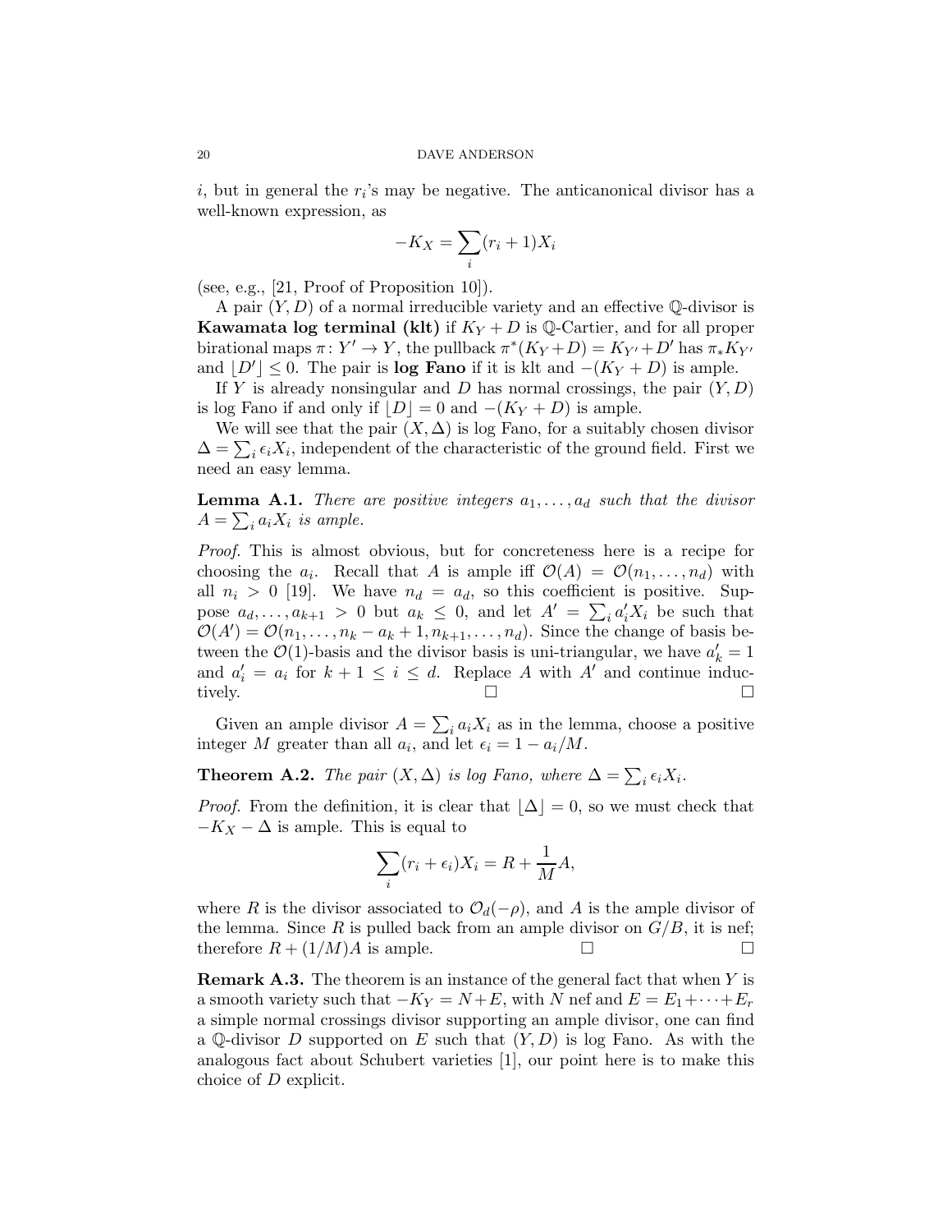$i$, but in general the $r_i$'s may be negative. The anticanonical divisor has a well-known expression, as

$$-K_X = \sum_i (r_i + 1) X_i$$

(see, e.g., [21, Proof of Proposition 10]).

A pair $(Y, D)$ of a normal irreducible variety and an effective $\mathbb{Q}$-divisor is **Kawamata log terminal (klt)** if $K_Y + D$ is $\mathbb{Q}$-Cartier, and for all proper birational maps $\pi\colon Y' \to Y$, the pullback $\pi^*(K_Y + D) = K_{Y'} + D'$ has $\pi_* K_{Y'}$ and $\lfloor D' \rfloor \leq 0$. The pair is **log Fano** if it is klt and $-(K_Y + D)$ is ample.

If $Y$ is already nonsingular and $D$ has normal crossings, the pair $(Y, D)$ is log Fano if and only if $\lfloor D \rfloor = 0$ and $-(K_Y + D)$ is ample.

We will see that the pair $(X, \Delta)$ is log Fano, for a suitably chosen divisor $\Delta = \sum_i \epsilon_i X_i$, independent of the characteristic of the ground field. First we need an easy lemma.

**Lemma A.1.** *There are positive integers $a_1, \ldots, a_d$ such that the divisor $A = \sum_i a_i X_i$ is ample.*

*Proof.* This is almost obvious, but for concreteness here is a recipe for choosing the $a_i$. Recall that $A$ is ample iff $\mathcal{O}(A) = \mathcal{O}(n_1, \ldots, n_d)$ with all $n_i > 0$ [19]. We have $n_d = a_d$, so this coefficient is positive. Suppose $a_d, \ldots, a_{k+1} > 0$ but $a_k \leq 0$, and let $A' = \sum_i a'_i X_i$ be such that $\mathcal{O}(A') = \mathcal{O}(n_1, \ldots, n_k - a_k + 1, n_{k+1}, \ldots, n_d)$. Since the change of basis between the $\mathcal{O}(1)$-basis and the divisor basis is uni-triangular, we have $a'_k = 1$ and $a'_i = a_i$ for $k+1 \leq i \leq d$. Replace $A$ with $A'$ and continue inductively. □ □

Given an ample divisor $A = \sum_i a_i X_i$ as in the lemma, choose a positive integer $M$ greater than all $a_i$, and let $\epsilon_i = 1 - a_i/M$.

**Theorem A.2.** *The pair $(X, \Delta)$ is log Fano, where $\Delta = \sum_i \epsilon_i X_i$.*

*Proof.* From the definition, it is clear that $\lfloor \Delta \rfloor = 0$, so we must check that $-K_X - \Delta$ is ample. This is equal to

$$\sum_i (r_i + \epsilon_i) X_i = R + \frac{1}{M} A,$$

where $R$ is the divisor associated to $\mathcal{O}_d(-\rho)$, and $A$ is the ample divisor of the lemma. Since $R$ is pulled back from an ample divisor on $G/B$, it is nef; therefore $R + (1/M)A$ is ample. □ □

**Remark A.3.** The theorem is an instance of the general fact that when $Y$ is a smooth variety such that $-K_Y = N + E$, with $N$ nef and $E = E_1 + \cdots + E_r$ a simple normal crossings divisor supporting an ample divisor, one can find a $\mathbb{Q}$-divisor $D$ supported on $E$ such that $(Y, D)$ is log Fano. As with the analogous fact about Schubert varieties [1], our point here is to make this choice of $D$ explicit.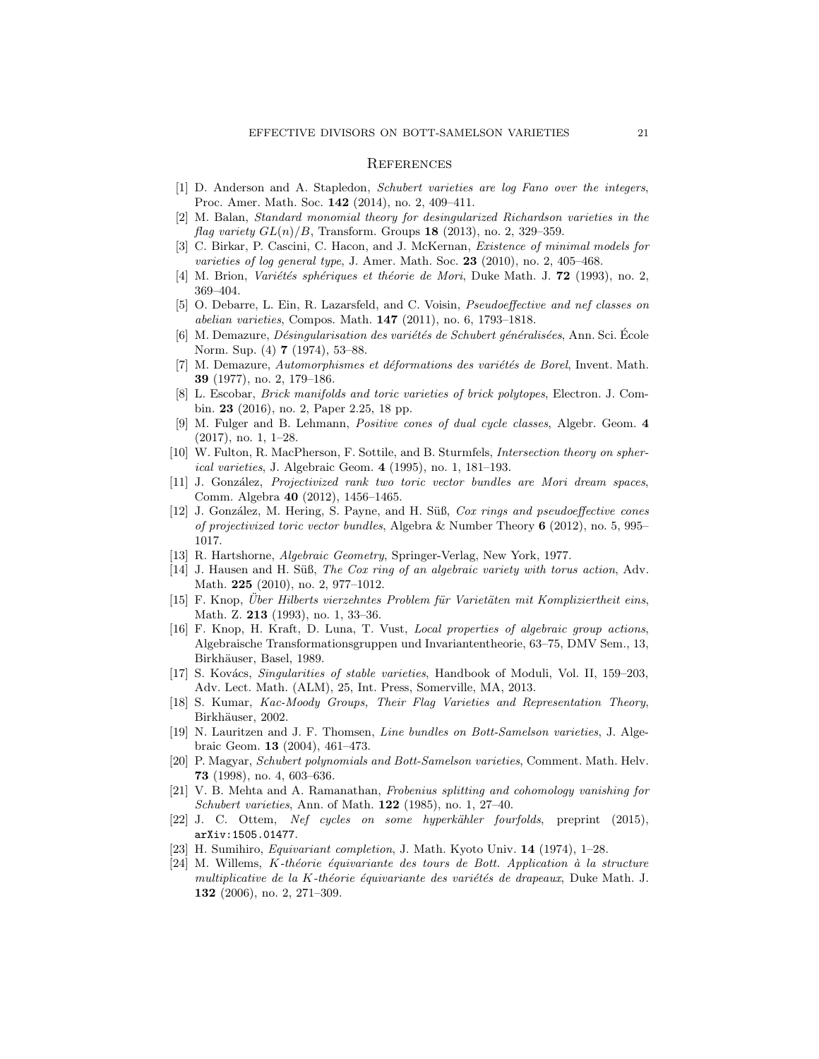# References

[1] D. Anderson and A. Stapledon, *Schubert varieties are log Fano over the integers*, Proc. Amer. Math. Soc. **142** (2014), no. 2, 409–411.

[2] M. Balan, *Standard monomial theory for desingularized Richardson varieties in the flag variety $GL(n)/B$*, Transform. Groups **18** (2013), no. 2, 329–359.

[3] C. Birkar, P. Cascini, C. Hacon, and J. McKernan, *Existence of minimal models for varieties of log general type*, J. Amer. Math. Soc. **23** (2010), no. 2, 405–468.

[4] M. Brion, *Variétés sphériques et théorie de Mori*, Duke Math. J. **72** (1993), no. 2, 369–404.

[5] O. Debarre, L. Ein, R. Lazarsfeld, and C. Voisin, *Pseudoeffective and nef classes on abelian varieties*, Compos. Math. **147** (2011), no. 6, 1793–1818.

[6] M. Demazure, *Désingularisation des variétés de Schubert généralisées*, Ann. Sci. École Norm. Sup. (4) **7** (1974), 53–88.

[7] M. Demazure, *Automorphismes et déformations des variétés de Borel*, Invent. Math. **39** (1977), no. 2, 179–186.

[8] L. Escobar, *Brick manifolds and toric varieties of brick polytopes*, Electron. J. Combin. **23** (2016), no. 2, Paper 2.25, 18 pp.

[9] M. Fulger and B. Lehmann, *Positive cones of dual cycle classes*, Algebr. Geom. **4** (2017), no. 1, 1–28.

[10] W. Fulton, R. MacPherson, F. Sottile, and B. Sturmfels, *Intersection theory on spherical varieties*, J. Algebraic Geom. **4** (1995), no. 1, 181–193.

[11] J. González, *Projectivized rank two toric vector bundles are Mori dream spaces*, Comm. Algebra **40** (2012), 1456–1465.

[12] J. González, M. Hering, S. Payne, and H. Süß, *Cox rings and pseudoeffective cones of projectivized toric vector bundles*, Algebra & Number Theory **6** (2012), no. 5, 995–1017.

[13] R. Hartshorne, *Algebraic Geometry*, Springer-Verlag, New York, 1977.

[14] J. Hausen and H. Süß, *The Cox ring of an algebraic variety with torus action*, Adv. Math. **225** (2010), no. 2, 977–1012.

[15] F. Knop, *Über Hilberts vierzehntes Problem für Varietäten mit Kompliziertheit eins*, Math. Z. **213** (1993), no. 1, 33–36.

[16] F. Knop, H. Kraft, D. Luna, T. Vust, *Local properties of algebraic group actions*, Algebraische Transformationsgruppen und Invariantentheorie, 63–75, DMV Sem., 13, Birkhäuser, Basel, 1989.

[17] S. Kovács, *Singularities of stable varieties*, Handbook of Moduli, Vol. II, 159–203, Adv. Lect. Math. (ALM), 25, Int. Press, Somerville, MA, 2013.

[18] S. Kumar, *Kac-Moody Groups, Their Flag Varieties and Representation Theory*, Birkhäuser, 2002.

[19] N. Lauritzen and J. F. Thomsen, *Line bundles on Bott-Samelson varieties*, J. Algebraic Geom. **13** (2004), 461–473.

[20] P. Magyar, *Schubert polynomials and Bott-Samelson varieties*, Comment. Math. Helv. **73** (1998), no. 4, 603–636.

[21] V. B. Mehta and A. Ramanathan, *Frobenius splitting and cohomology vanishing for Schubert varieties*, Ann. of Math. **122** (1985), no. 1, 27–40.

[22] J. C. Ottem, *Nef cycles on some hyperkähler fourfolds*, preprint (2015), arXiv:1505.01477.

[23] H. Sumihiro, *Equivariant completion*, J. Math. Kyoto Univ. **14** (1974), 1–28.

[24] M. Willems, *K-théorie équivariante des tours de Bott. Application à la structure multiplicative de la K-théorie équivariante des variétés de drapeaux*, Duke Math. J. **132** (2006), no. 2, 271–309.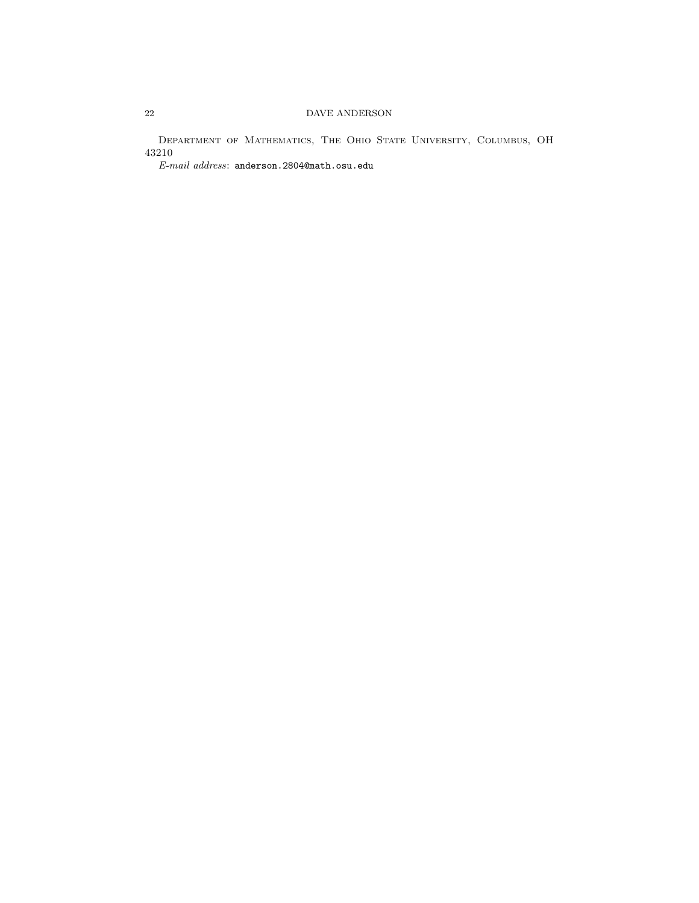Department of Mathematics, The Ohio State University, Columbus, OH 43210

*E-mail address*: `anderson.2804@math.osu.edu`